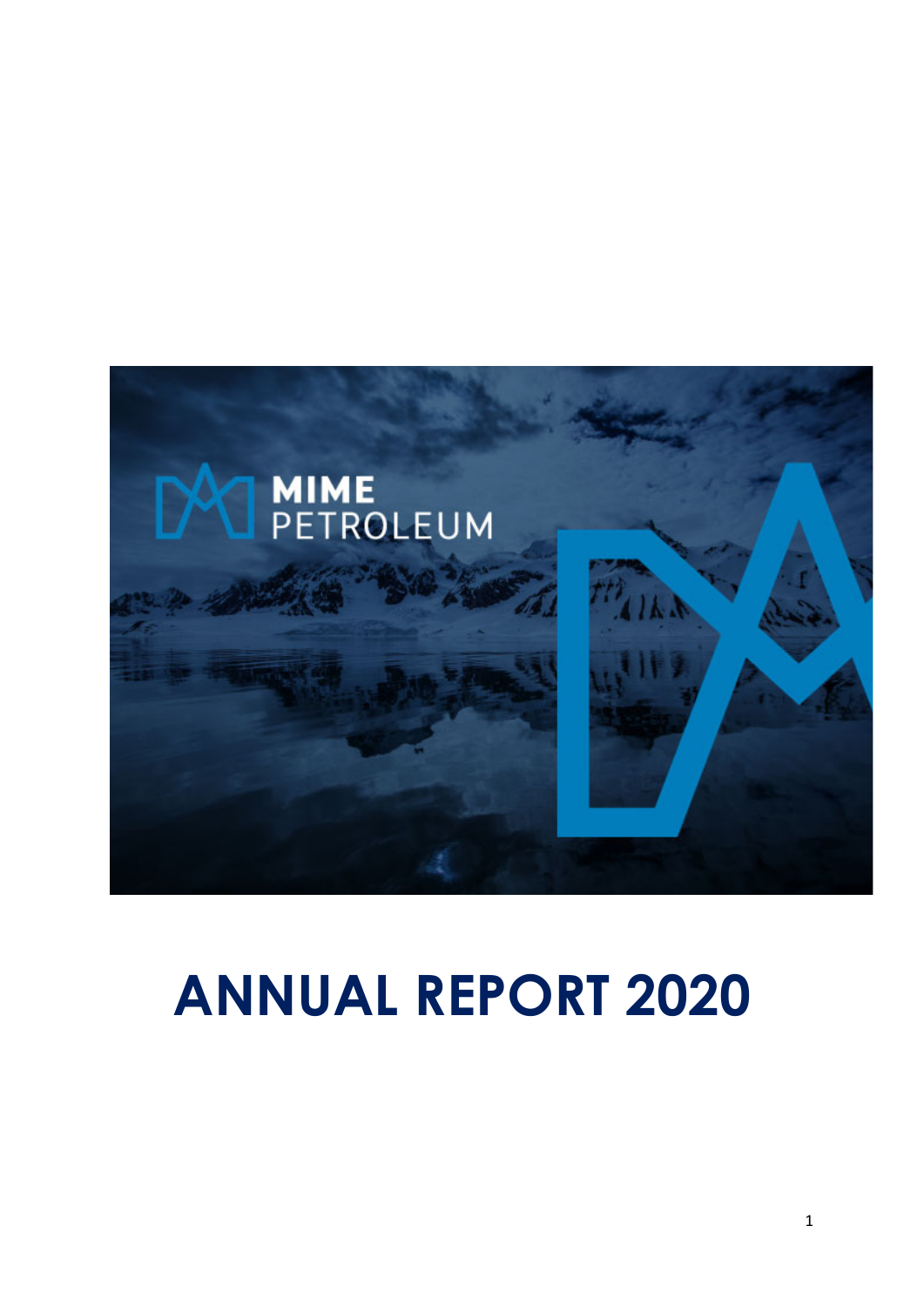MIME PETROLEUM

# ANNUAL REPORT 2020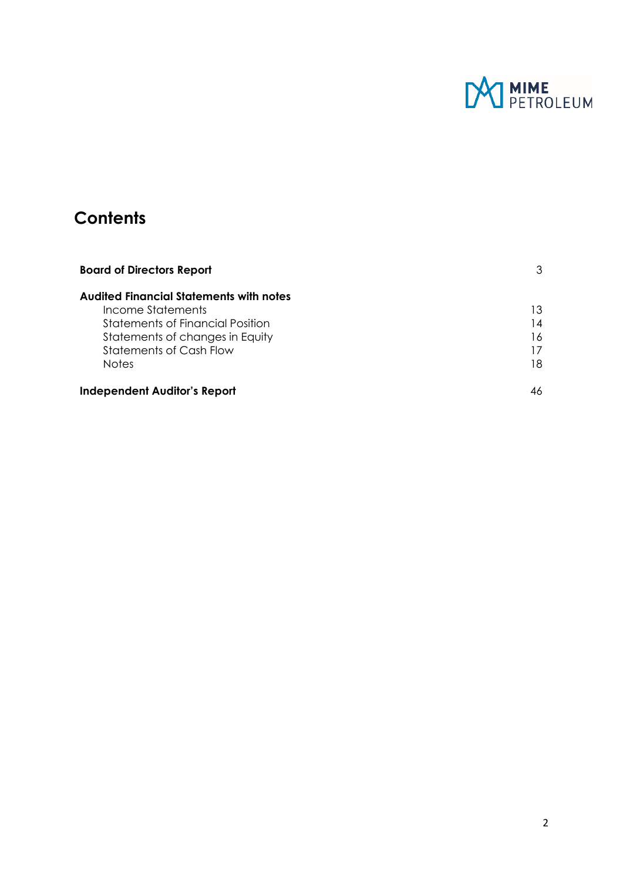MIME PETROLEUM

# Contents

| | |
|---|---|
| **Board of Directors Report** | 3 |
| **Audited Financial Statements with notes** | |
| Income Statements | 13 |
| Statements of Financial Position | 14 |
| Statements of changes in Equity | 16 |
| Statements of Cash Flow | 17 |
| Notes | 18 |
| **Independent Auditor's Report** | 46 |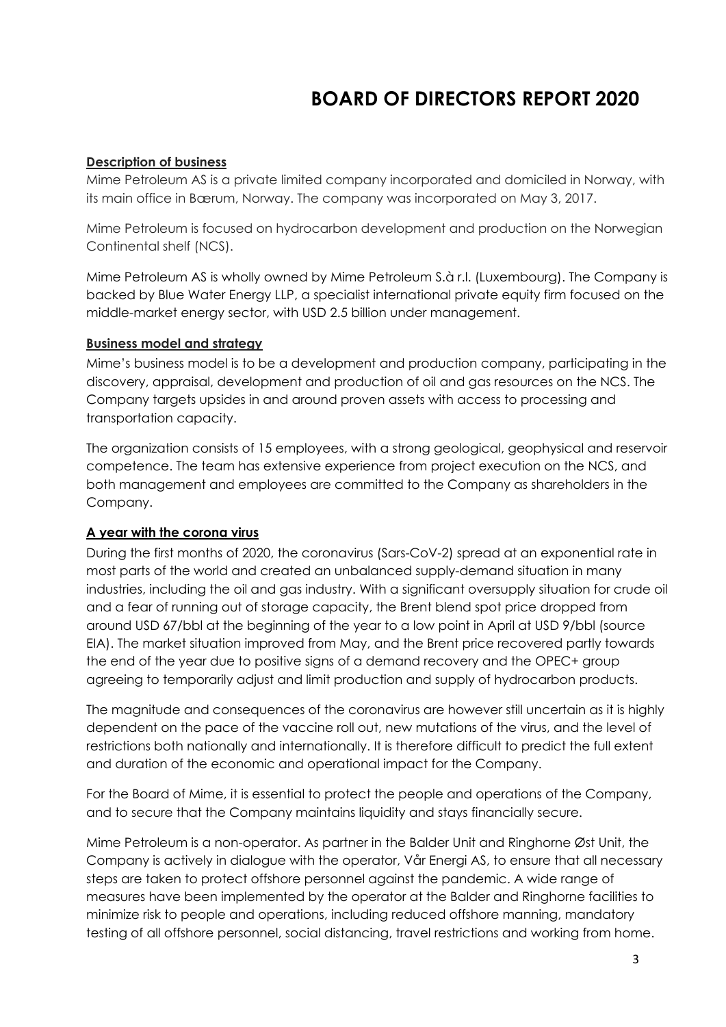# BOARD OF DIRECTORS REPORT 2020

**Description of business**

Mime Petroleum AS is a private limited company incorporated and domiciled in Norway, with its main office in Bærum, Norway. The company was incorporated on May 3, 2017.

Mime Petroleum is focused on hydrocarbon development and production on the Norwegian Continental shelf (NCS).

Mime Petroleum AS is wholly owned by Mime Petroleum S.à r.l. (Luxembourg). The Company is backed by Blue Water Energy LLP, a specialist international private equity firm focused on the middle-market energy sector, with USD 2.5 billion under management.

**Business model and strategy**

Mime's business model is to be a development and production company, participating in the discovery, appraisal, development and production of oil and gas resources on the NCS. The Company targets upsides in and around proven assets with access to processing and transportation capacity.

The organization consists of 15 employees, with a strong geological, geophysical and reservoir competence. The team has extensive experience from project execution on the NCS, and both management and employees are committed to the Company as shareholders in the Company.

**A year with the corona virus**

During the first months of 2020, the coronavirus (Sars-CoV-2) spread at an exponential rate in most parts of the world and created an unbalanced supply-demand situation in many industries, including the oil and gas industry. With a significant oversupply situation for crude oil and a fear of running out of storage capacity, the Brent blend spot price dropped from around USD 67/bbl at the beginning of the year to a low point in April at USD 9/bbl (source EIA). The market situation improved from May, and the Brent price recovered partly towards the end of the year due to positive signs of a demand recovery and the OPEC+ group agreeing to temporarily adjust and limit production and supply of hydrocarbon products.

The magnitude and consequences of the coronavirus are however still uncertain as it is highly dependent on the pace of the vaccine roll out, new mutations of the virus, and the level of restrictions both nationally and internationally. It is therefore difficult to predict the full extent and duration of the economic and operational impact for the Company.

For the Board of Mime, it is essential to protect the people and operations of the Company, and to secure that the Company maintains liquidity and stays financially secure.

Mime Petroleum is a non-operator. As partner in the Balder Unit and Ringhorne Øst Unit, the Company is actively in dialogue with the operator, Vår Energi AS, to ensure that all necessary steps are taken to protect offshore personnel against the pandemic. A wide range of measures have been implemented by the operator at the Balder and Ringhorne facilities to minimize risk to people and operations, including reduced offshore manning, mandatory testing of all offshore personnel, social distancing, travel restrictions and working from home.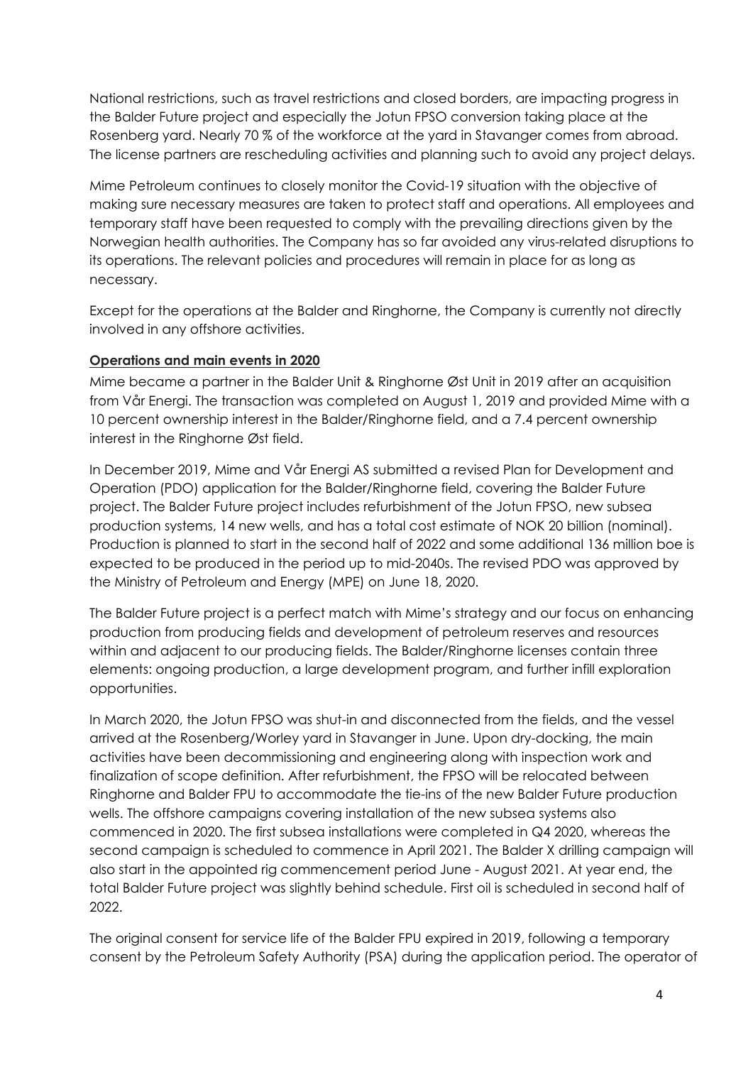National restrictions, such as travel restrictions and closed borders, are impacting progress in the Balder Future project and especially the Jotun FPSO conversion taking place at the Rosenberg yard. Nearly 70 % of the workforce at the yard in Stavanger comes from abroad. The license partners are rescheduling activities and planning such to avoid any project delays.

Mime Petroleum continues to closely monitor the Covid-19 situation with the objective of making sure necessary measures are taken to protect staff and operations. All employees and temporary staff have been requested to comply with the prevailing directions given by the Norwegian health authorities. The Company has so far avoided any virus-related disruptions to its operations. The relevant policies and procedures will remain in place for as long as necessary.

Except for the operations at the Balder and Ringhorne, the Company is currently not directly involved in any offshore activities.

**Operations and main events in 2020**

Mime became a partner in the Balder Unit & Ringhorne Øst Unit in 2019 after an acquisition from Vår Energi. The transaction was completed on August 1, 2019 and provided Mime with a 10 percent ownership interest in the Balder/Ringhorne field, and a 7.4 percent ownership interest in the Ringhorne Øst field.

In December 2019, Mime and Vår Energi AS submitted a revised Plan for Development and Operation (PDO) application for the Balder/Ringhorne field, covering the Balder Future project. The Balder Future project includes refurbishment of the Jotun FPSO, new subsea production systems, 14 new wells, and has a total cost estimate of NOK 20 billion (nominal). Production is planned to start in the second half of 2022 and some additional 136 million boe is expected to be produced in the period up to mid-2040s. The revised PDO was approved by the Ministry of Petroleum and Energy (MPE) on June 18, 2020.

The Balder Future project is a perfect match with Mime's strategy and our focus on enhancing production from producing fields and development of petroleum reserves and resources within and adjacent to our producing fields. The Balder/Ringhorne licenses contain three elements: ongoing production, a large development program, and further infill exploration opportunities.

In March 2020, the Jotun FPSO was shut-in and disconnected from the fields, and the vessel arrived at the Rosenberg/Worley yard in Stavanger in June. Upon dry-docking, the main activities have been decommissioning and engineering along with inspection work and finalization of scope definition. After refurbishment, the FPSO will be relocated between Ringhorne and Balder FPU to accommodate the tie-ins of the new Balder Future production wells. The offshore campaigns covering installation of the new subsea systems also commenced in 2020. The first subsea installations were completed in Q4 2020, whereas the second campaign is scheduled to commence in April 2021. The Balder X drilling campaign will also start in the appointed rig commencement period June - August 2021. At year end, the total Balder Future project was slightly behind schedule. First oil is scheduled in second half of 2022.

The original consent for service life of the Balder FPU expired in 2019, following a temporary consent by the Petroleum Safety Authority (PSA) during the application period. The operator of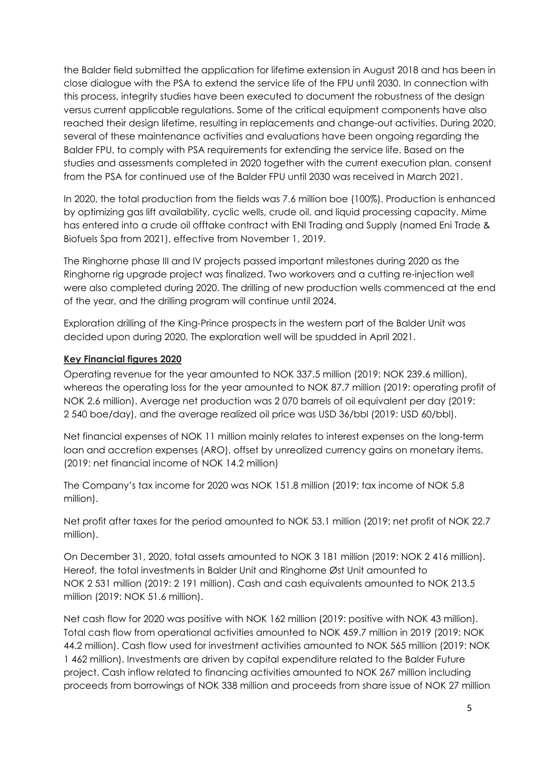the Balder field submitted the application for lifetime extension in August 2018 and has been in close dialogue with the PSA to extend the service life of the FPU until 2030. In connection with this process, integrity studies have been executed to document the robustness of the design versus current applicable regulations. Some of the critical equipment components have also reached their design lifetime, resulting in replacements and change-out activities. During 2020, several of these maintenance activities and evaluations have been ongoing regarding the Balder FPU, to comply with PSA requirements for extending the service life. Based on the studies and assessments completed in 2020 together with the current execution plan, consent from the PSA for continued use of the Balder FPU until 2030 was received in March 2021.

In 2020, the total production from the fields was 7.6 million boe (100%). Production is enhanced by optimizing gas lift availability, cyclic wells, crude oil, and liquid processing capacity. Mime has entered into a crude oil offtake contract with ENI Trading and Supply (named Eni Trade & Biofuels Spa from 2021), effective from November 1, 2019.

The Ringhorne phase III and IV projects passed important milestones during 2020 as the Ringhorne rig upgrade project was finalized. Two workovers and a cutting re-injection well were also completed during 2020. The drilling of new production wells commenced at the end of the year, and the drilling program will continue until 2024.

Exploration drilling of the King-Prince prospects in the western part of the Balder Unit was decided upon during 2020. The exploration well will be spudded in April 2021.

**Key Financial figures 2020**

Operating revenue for the year amounted to NOK 337.5 million (2019: NOK 239.6 million), whereas the operating loss for the year amounted to NOK 87.7 million (2019: operating profit of NOK 2.6 million). Average net production was 2 070 barrels of oil equivalent per day (2019: 2 540 boe/day), and the average realized oil price was USD 36/bbl (2019: USD 60/bbl).

Net financial expenses of NOK 11 million mainly relates to interest expenses on the long-term loan and accretion expenses (ARO), offset by unrealized currency gains on monetary items. (2019: net financial income of NOK 14.2 million)

The Company's tax income for 2020 was NOK 151.8 million (2019: tax income of NOK 5.8 million).

Net profit after taxes for the period amounted to NOK 53.1 million (2019: net profit of NOK 22.7 million).

On December 31, 2020, total assets amounted to NOK 3 181 million (2019: NOK 2 416 million). Hereof, the total investments in Balder Unit and Ringhorne Øst Unit amounted to NOK 2 531 million (2019: 2 191 million). Cash and cash equivalents amounted to NOK 213.5 million (2019: NOK 51.6 million).

Net cash flow for 2020 was positive with NOK 162 million (2019: positive with NOK 43 million). Total cash flow from operational activities amounted to NOK 459.7 million in 2019 (2019: NOK 44.2 million). Cash flow used for investment activities amounted to NOK 565 million (2019: NOK 1 462 million). Investments are driven by capital expenditure related to the Balder Future project. Cash inflow related to financing activities amounted to NOK 267 million including proceeds from borrowings of NOK 338 million and proceeds from share issue of NOK 27 million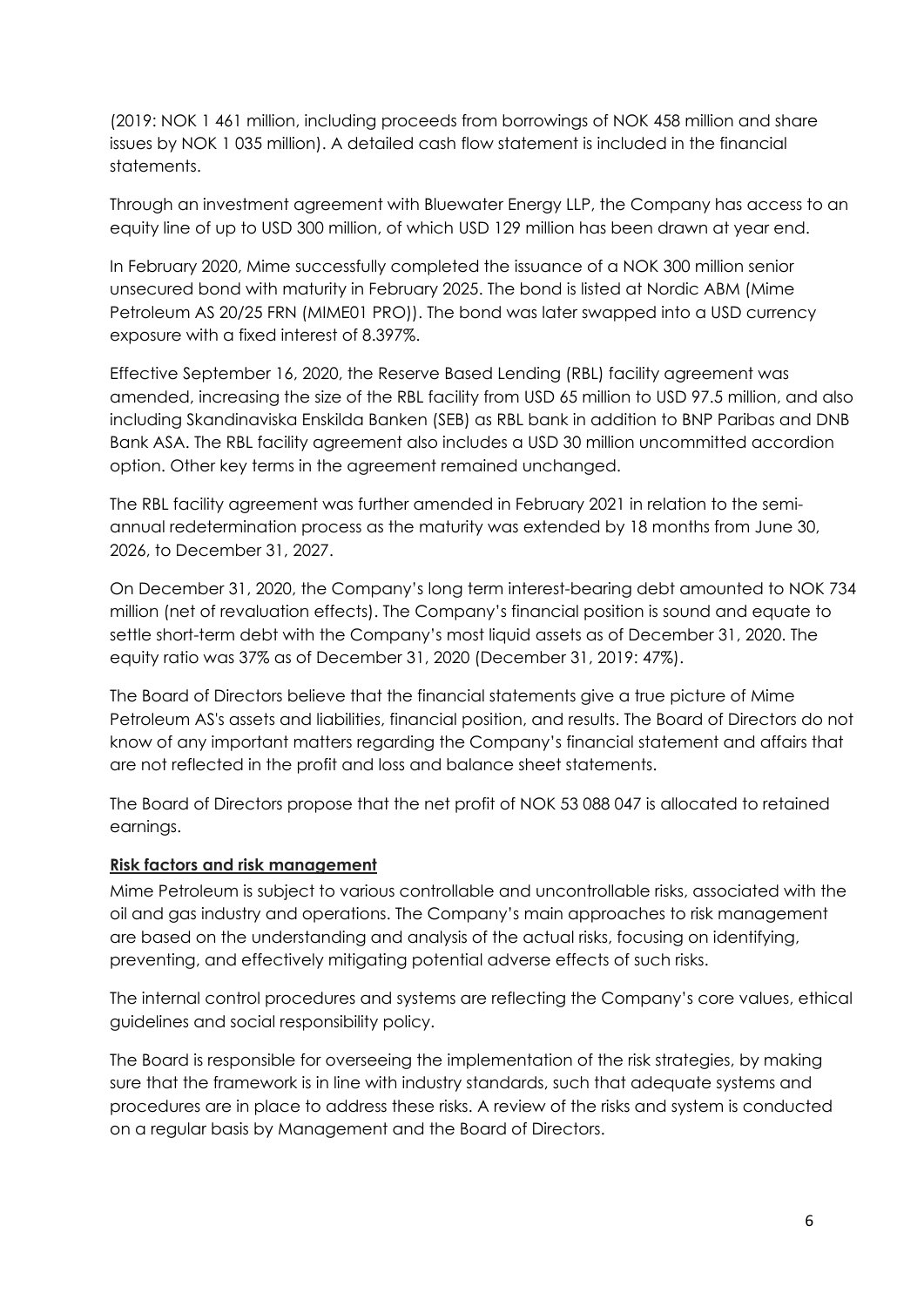(2019: NOK 1 461 million, including proceeds from borrowings of NOK 458 million and share issues by NOK 1 035 million). A detailed cash flow statement is included in the financial statements.

Through an investment agreement with Bluewater Energy LLP, the Company has access to an equity line of up to USD 300 million, of which USD 129 million has been drawn at year end.

In February 2020, Mime successfully completed the issuance of a NOK 300 million senior unsecured bond with maturity in February 2025. The bond is listed at Nordic ABM (Mime Petroleum AS 20/25 FRN (MIME01 PRO)). The bond was later swapped into a USD currency exposure with a fixed interest of 8.397%.

Effective September 16, 2020, the Reserve Based Lending (RBL) facility agreement was amended, increasing the size of the RBL facility from USD 65 million to USD 97.5 million, and also including Skandinaviska Enskilda Banken (SEB) as RBL bank in addition to BNP Paribas and DNB Bank ASA. The RBL facility agreement also includes a USD 30 million uncommitted accordion option. Other key terms in the agreement remained unchanged.

The RBL facility agreement was further amended in February 2021 in relation to the semi-annual redetermination process as the maturity was extended by 18 months from June 30, 2026, to December 31, 2027.

On December 31, 2020, the Company's long term interest-bearing debt amounted to NOK 734 million (net of revaluation effects). The Company's financial position is sound and equate to settle short-term debt with the Company's most liquid assets as of December 31, 2020. The equity ratio was 37% as of December 31, 2020 (December 31, 2019: 47%).

The Board of Directors believe that the financial statements give a true picture of Mime Petroleum AS's assets and liabilities, financial position, and results. The Board of Directors do not know of any important matters regarding the Company's financial statement and affairs that are not reflected in the profit and loss and balance sheet statements.

The Board of Directors propose that the net profit of NOK 53 088 047 is allocated to retained earnings.

## Risk factors and risk management

Mime Petroleum is subject to various controllable and uncontrollable risks, associated with the oil and gas industry and operations. The Company's main approaches to risk management are based on the understanding and analysis of the actual risks, focusing on identifying, preventing, and effectively mitigating potential adverse effects of such risks.

The internal control procedures and systems are reflecting the Company's core values, ethical guidelines and social responsibility policy.

The Board is responsible for overseeing the implementation of the risk strategies, by making sure that the framework is in line with industry standards, such that adequate systems and procedures are in place to address these risks. A review of the risks and system is conducted on a regular basis by Management and the Board of Directors.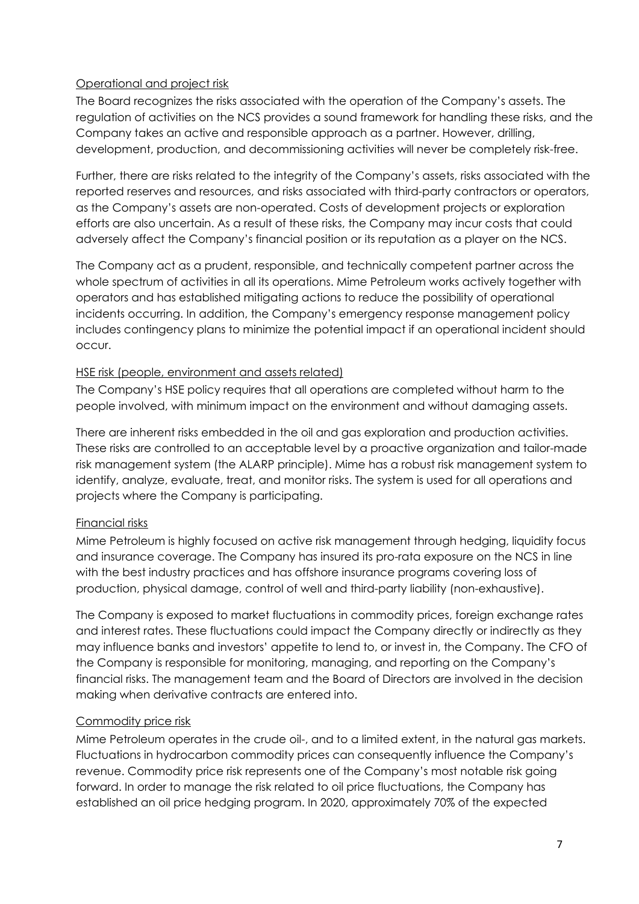Operational and project risk

The Board recognizes the risks associated with the operation of the Company's assets. The regulation of activities on the NCS provides a sound framework for handling these risks, and the Company takes an active and responsible approach as a partner. However, drilling, development, production, and decommissioning activities will never be completely risk-free.

Further, there are risks related to the integrity of the Company's assets, risks associated with the reported reserves and resources, and risks associated with third-party contractors or operators, as the Company's assets are non-operated. Costs of development projects or exploration efforts are also uncertain. As a result of these risks, the Company may incur costs that could adversely affect the Company's financial position or its reputation as a player on the NCS.

The Company act as a prudent, responsible, and technically competent partner across the whole spectrum of activities in all its operations. Mime Petroleum works actively together with operators and has established mitigating actions to reduce the possibility of operational incidents occurring. In addition, the Company's emergency response management policy includes contingency plans to minimize the potential impact if an operational incident should occur.

HSE risk (people, environment and assets related)

The Company's HSE policy requires that all operations are completed without harm to the people involved, with minimum impact on the environment and without damaging assets.

There are inherent risks embedded in the oil and gas exploration and production activities. These risks are controlled to an acceptable level by a proactive organization and tailor-made risk management system (the ALARP principle). Mime has a robust risk management system to identify, analyze, evaluate, treat, and monitor risks. The system is used for all operations and projects where the Company is participating.

Financial risks

Mime Petroleum is highly focused on active risk management through hedging, liquidity focus and insurance coverage. The Company has insured its pro-rata exposure on the NCS in line with the best industry practices and has offshore insurance programs covering loss of production, physical damage, control of well and third-party liability (non-exhaustive).

The Company is exposed to market fluctuations in commodity prices, foreign exchange rates and interest rates. These fluctuations could impact the Company directly or indirectly as they may influence banks and investors' appetite to lend to, or invest in, the Company. The CFO of the Company is responsible for monitoring, managing, and reporting on the Company's financial risks. The management team and the Board of Directors are involved in the decision making when derivative contracts are entered into.

Commodity price risk

Mime Petroleum operates in the crude oil-, and to a limited extent, in the natural gas markets. Fluctuations in hydrocarbon commodity prices can consequently influence the Company's revenue. Commodity price risk represents one of the Company's most notable risk going forward. In order to manage the risk related to oil price fluctuations, the Company has established an oil price hedging program. In 2020, approximately 70% of the expected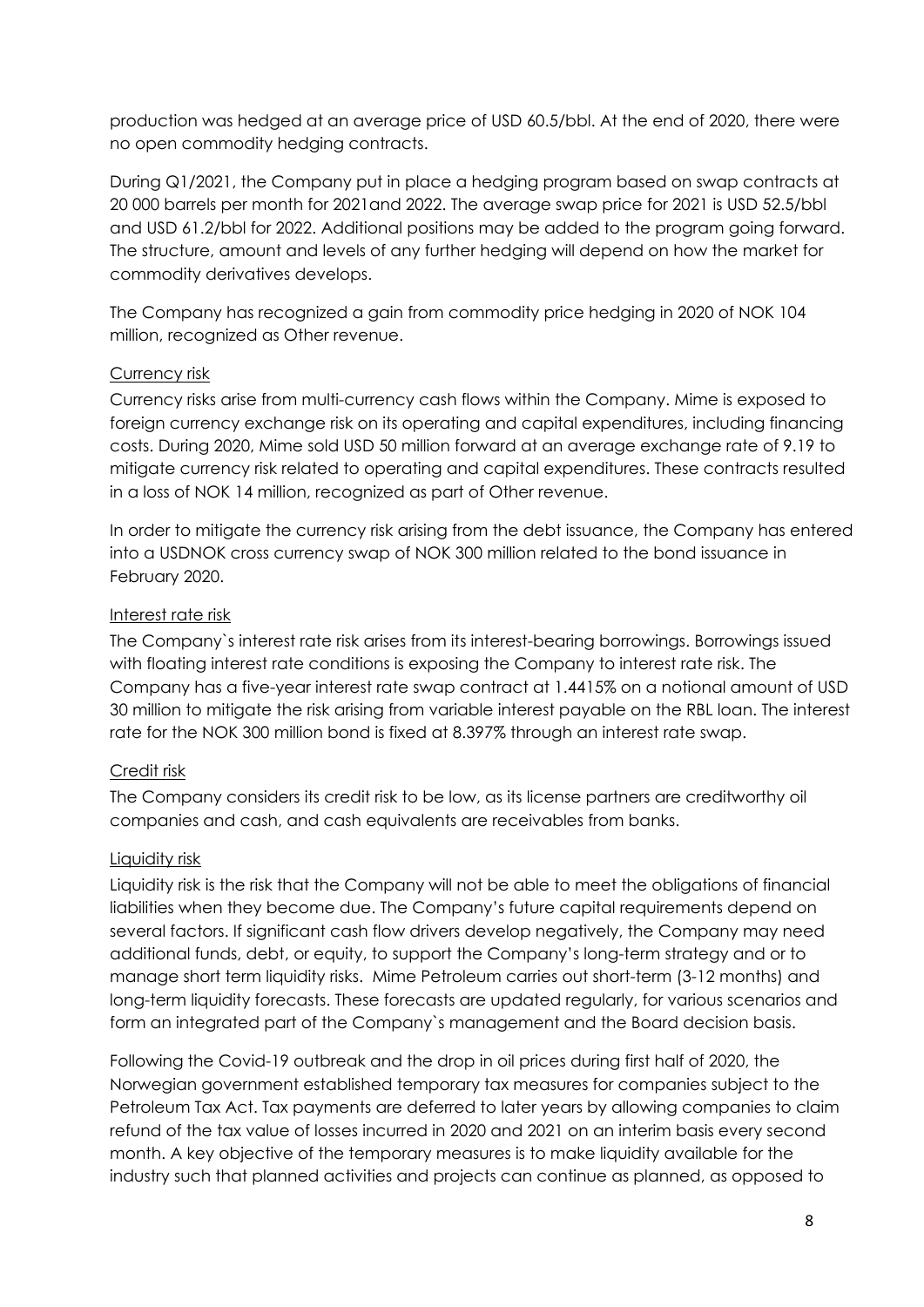production was hedged at an average price of USD 60.5/bbl. At the end of 2020, there were no open commodity hedging contracts.

During Q1/2021, the Company put in place a hedging program based on swap contracts at 20 000 barrels per month for 2021and 2022. The average swap price for 2021 is USD 52.5/bbl and USD 61.2/bbl for 2022. Additional positions may be added to the program going forward. The structure, amount and levels of any further hedging will depend on how the market for commodity derivatives develops.

The Company has recognized a gain from commodity price hedging in 2020 of NOK 104 million, recognized as Other revenue.

### Currency risk

Currency risks arise from multi-currency cash flows within the Company. Mime is exposed to foreign currency exchange risk on its operating and capital expenditures, including financing costs. During 2020, Mime sold USD 50 million forward at an average exchange rate of 9.19 to mitigate currency risk related to operating and capital expenditures. These contracts resulted in a loss of NOK 14 million, recognized as part of Other revenue.

In order to mitigate the currency risk arising from the debt issuance, the Company has entered into a USDNOK cross currency swap of NOK 300 million related to the bond issuance in February 2020.

### Interest rate risk

The Company`s interest rate risk arises from its interest-bearing borrowings. Borrowings issued with floating interest rate conditions is exposing the Company to interest rate risk. The Company has a five-year interest rate swap contract at 1.4415% on a notional amount of USD 30 million to mitigate the risk arising from variable interest payable on the RBL loan. The interest rate for the NOK 300 million bond is fixed at 8.397% through an interest rate swap.

### Credit risk

The Company considers its credit risk to be low, as its license partners are creditworthy oil companies and cash, and cash equivalents are receivables from banks.

### Liquidity risk

Liquidity risk is the risk that the Company will not be able to meet the obligations of financial liabilities when they become due. The Company's future capital requirements depend on several factors. If significant cash flow drivers develop negatively, the Company may need additional funds, debt, or equity, to support the Company's long-term strategy and or to manage short term liquidity risks. Mime Petroleum carries out short-term (3-12 months) and long-term liquidity forecasts. These forecasts are updated regularly, for various scenarios and form an integrated part of the Company`s management and the Board decision basis.

Following the Covid-19 outbreak and the drop in oil prices during first half of 2020, the Norwegian government established temporary tax measures for companies subject to the Petroleum Tax Act. Tax payments are deferred to later years by allowing companies to claim refund of the tax value of losses incurred in 2020 and 2021 on an interim basis every second month. A key objective of the temporary measures is to make liquidity available for the industry such that planned activities and projects can continue as planned, as opposed to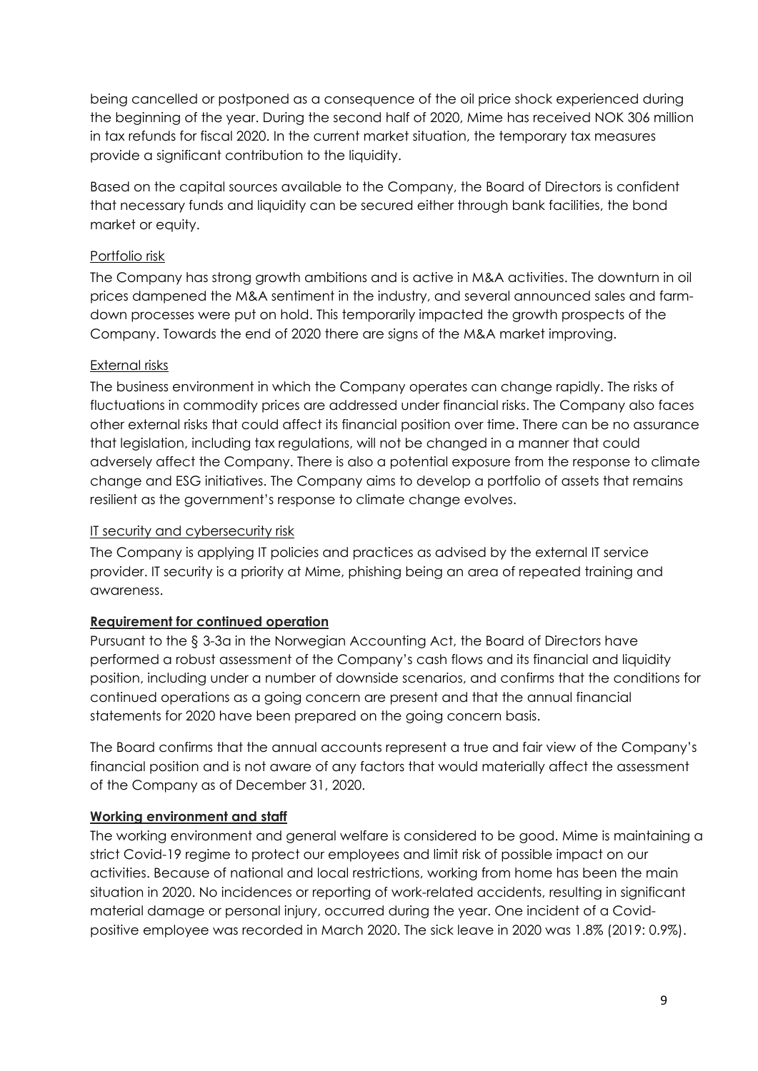being cancelled or postponed as a consequence of the oil price shock experienced during the beginning of the year. During the second half of 2020, Mime has received NOK 306 million in tax refunds for fiscal 2020. In the current market situation, the temporary tax measures provide a significant contribution to the liquidity.

Based on the capital sources available to the Company, the Board of Directors is confident that necessary funds and liquidity can be secured either through bank facilities, the bond market or equity.

Portfolio risk

The Company has strong growth ambitions and is active in M&A activities. The downturn in oil prices dampened the M&A sentiment in the industry, and several announced sales and farm-down processes were put on hold. This temporarily impacted the growth prospects of the Company. Towards the end of 2020 there are signs of the M&A market improving.

External risks

The business environment in which the Company operates can change rapidly. The risks of fluctuations in commodity prices are addressed under financial risks. The Company also faces other external risks that could affect its financial position over time. There can be no assurance that legislation, including tax regulations, will not be changed in a manner that could adversely affect the Company. There is also a potential exposure from the response to climate change and ESG initiatives. The Company aims to develop a portfolio of assets that remains resilient as the government's response to climate change evolves.

IT security and cybersecurity risk

The Company is applying IT policies and practices as advised by the external IT service provider. IT security is a priority at Mime, phishing being an area of repeated training and awareness.

**Requirement for continued operation**

Pursuant to the § 3-3a in the Norwegian Accounting Act, the Board of Directors have performed a robust assessment of the Company's cash flows and its financial and liquidity position, including under a number of downside scenarios, and confirms that the conditions for continued operations as a going concern are present and that the annual financial statements for 2020 have been prepared on the going concern basis.

The Board confirms that the annual accounts represent a true and fair view of the Company's financial position and is not aware of any factors that would materially affect the assessment of the Company as of December 31, 2020.

**Working environment and staff**

The working environment and general welfare is considered to be good. Mime is maintaining a strict Covid-19 regime to protect our employees and limit risk of possible impact on our activities. Because of national and local restrictions, working from home has been the main situation in 2020. No incidences or reporting of work-related accidents, resulting in significant material damage or personal injury, occurred during the year. One incident of a Covid-positive employee was recorded in March 2020. The sick leave in 2020 was 1.8% (2019: 0.9%).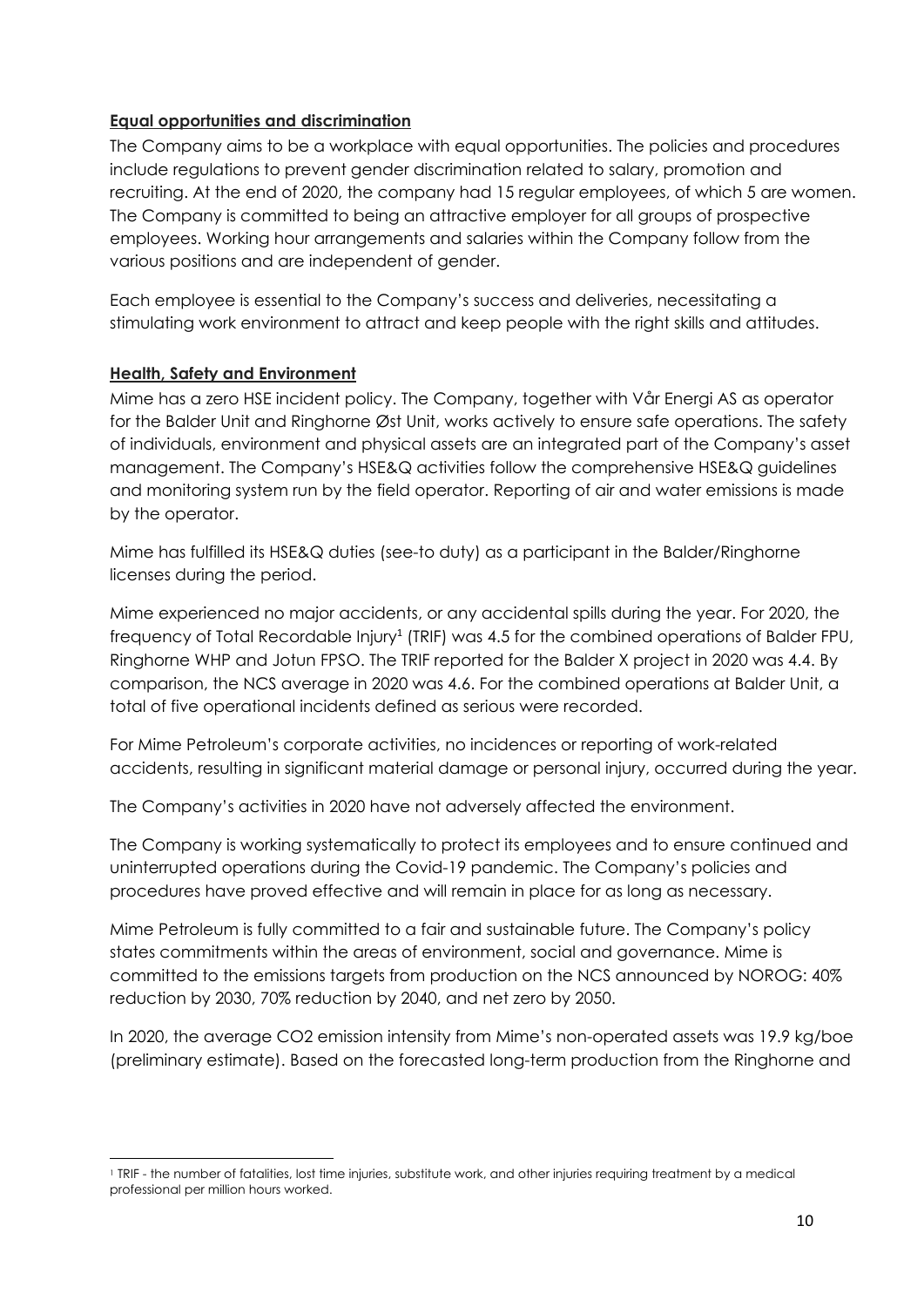**Equal opportunities and discrimination**

The Company aims to be a workplace with equal opportunities. The policies and procedures include regulations to prevent gender discrimination related to salary, promotion and recruiting. At the end of 2020, the company had 15 regular employees, of which 5 are women. The Company is committed to being an attractive employer for all groups of prospective employees. Working hour arrangements and salaries within the Company follow from the various positions and are independent of gender.

Each employee is essential to the Company's success and deliveries, necessitating a stimulating work environment to attract and keep people with the right skills and attitudes.

**Health, Safety and Environment**

Mime has a zero HSE incident policy. The Company, together with Vår Energi AS as operator for the Balder Unit and Ringhorne Øst Unit, works actively to ensure safe operations. The safety of individuals, environment and physical assets are an integrated part of the Company's asset management. The Company's HSE&Q activities follow the comprehensive HSE&Q guidelines and monitoring system run by the field operator. Reporting of air and water emissions is made by the operator.

Mime has fulfilled its HSE&Q duties (see-to duty) as a participant in the Balder/Ringhorne licenses during the period.

Mime experienced no major accidents, or any accidental spills during the year. For 2020, the frequency of Total Recordable Injury[1] (TRIF) was 4.5 for the combined operations of Balder FPU, Ringhorne WHP and Jotun FPSO. The TRIF reported for the Balder X project in 2020 was 4.4. By comparison, the NCS average in 2020 was 4.6. For the combined operations at Balder Unit, a total of five operational incidents defined as serious were recorded.

For Mime Petroleum's corporate activities, no incidences or reporting of work-related accidents, resulting in significant material damage or personal injury, occurred during the year.

The Company's activities in 2020 have not adversely affected the environment.

The Company is working systematically to protect its employees and to ensure continued and uninterrupted operations during the Covid-19 pandemic. The Company's policies and procedures have proved effective and will remain in place for as long as necessary.

Mime Petroleum is fully committed to a fair and sustainable future. The Company's policy states commitments within the areas of environment, social and governance. Mime is committed to the emissions targets from production on the NCS announced by NOROG: 40% reduction by 2030, 70% reduction by 2040, and net zero by 2050.

In 2020, the average $CO_2$ emission intensity from Mime's non-operated assets was 19.9 kg/boe (preliminary estimate). Based on the forecasted long-term production from the Ringhorne and

[1] TRIF - the number of fatalities, lost time injuries, substitute work, and other injuries requiring treatment by a medical professional per million hours worked.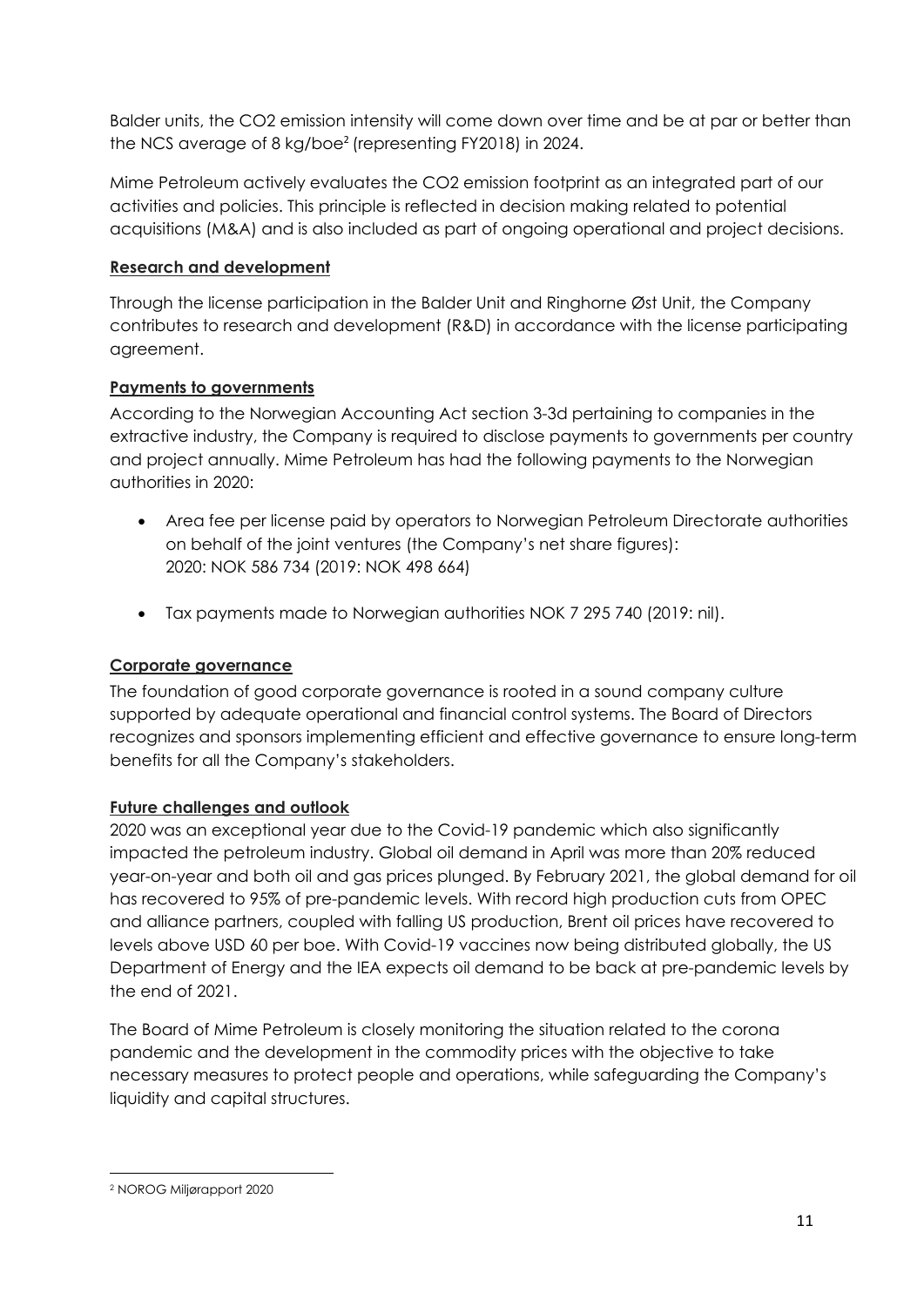Balder units, the $CO_2$ emission intensity will come down over time and be at par or better than the NCS average of 8 kg/boe[2] (representing FY2018) in 2024.

Mime Petroleum actively evaluates the $CO_2$ emission footprint as an integrated part of our activities and policies. This principle is reflected in decision making related to potential acquisitions (M&A) and is also included as part of ongoing operational and project decisions.

**Research and development**

Through the license participation in the Balder Unit and Ringhorne Øst Unit, the Company contributes to research and development (R&D) in accordance with the license participating agreement.

**Payments to governments**

According to the Norwegian Accounting Act section 3-3d pertaining to companies in the extractive industry, the Company is required to disclose payments to governments per country and project annually. Mime Petroleum has had the following payments to the Norwegian authorities in 2020:

- Area fee per license paid by operators to Norwegian Petroleum Directorate authorities on behalf of the joint ventures (the Company's net share figures):
  2020: NOK 586 734 (2019: NOK 498 664)

- Tax payments made to Norwegian authorities NOK 7 295 740 (2019: nil).

**Corporate governance**

The foundation of good corporate governance is rooted in a sound company culture supported by adequate operational and financial control systems. The Board of Directors recognizes and sponsors implementing efficient and effective governance to ensure long-term benefits for all the Company's stakeholders.

**Future challenges and outlook**

2020 was an exceptional year due to the Covid-19 pandemic which also significantly impacted the petroleum industry. Global oil demand in April was more than 20% reduced year-on-year and both oil and gas prices plunged. By February 2021, the global demand for oil has recovered to 95% of pre-pandemic levels. With record high production cuts from OPEC and alliance partners, coupled with falling US production, Brent oil prices have recovered to levels above USD 60 per boe. With Covid-19 vaccines now being distributed globally, the US Department of Energy and the IEA expects oil demand to be back at pre-pandemic levels by the end of 2021.

The Board of Mime Petroleum is closely monitoring the situation related to the corona pandemic and the development in the commodity prices with the objective to take necessary measures to protect people and operations, while safeguarding the Company's liquidity and capital structures.

[2] NOROG Miljørapport 2020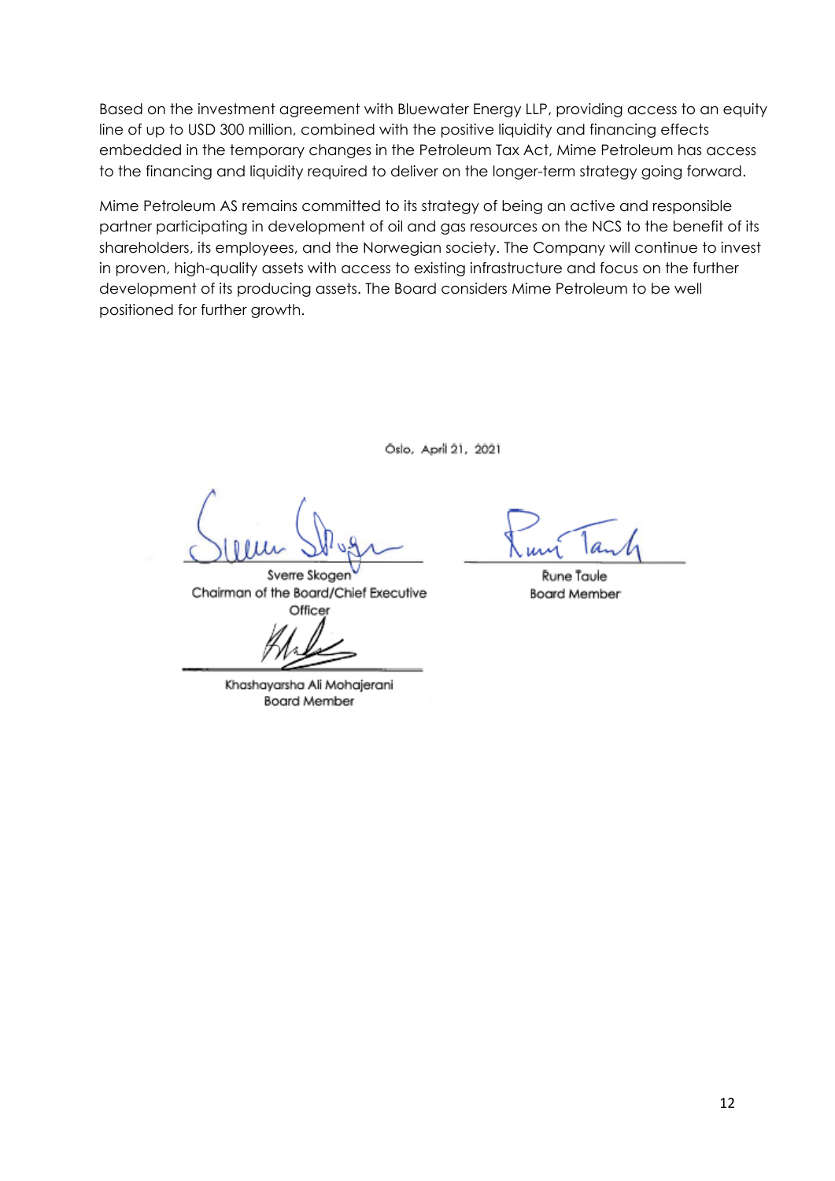Based on the investment agreement with Bluewater Energy LLP, providing access to an equity line of up to USD 300 million, combined with the positive liquidity and financing effects embedded in the temporary changes in the Petroleum Tax Act, Mime Petroleum has access to the financing and liquidity required to deliver on the longer-term strategy going forward.

Mime Petroleum AS remains committed to its strategy of being an active and responsible partner participating in development of oil and gas resources on the NCS to the benefit of its shareholders, its employees, and the Norwegian society. The Company will continue to invest in proven, high-quality assets with access to existing infrastructure and focus on the further development of its producing assets. The Board considers Mime Petroleum to be well positioned for further growth.

Oslo, April 21, 2021

| | |
|---|---|
| Sverre Skogen<br>Chairman of the Board/Chief Executive Officer | Rune Taule<br>Board Member |
| Khashayarsha Ali Mohajerani<br>Board Member | |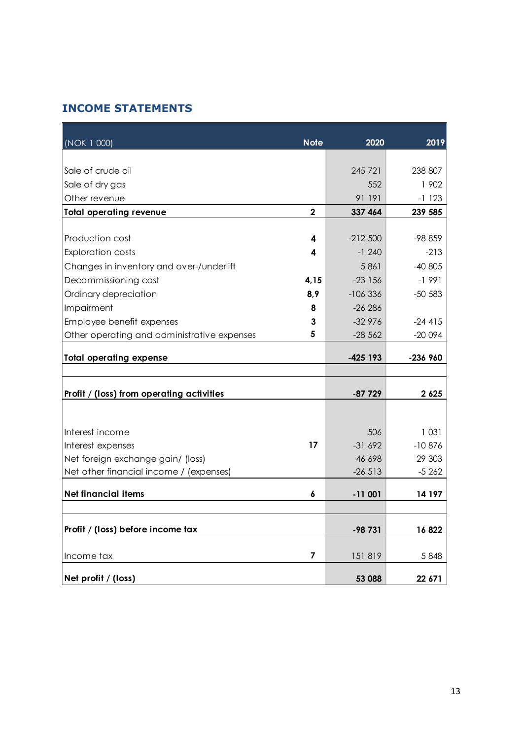## INCOME STATEMENTS

| (NOK 1 000) | Note | 2020 | 2019 |
|---|---|---|---|
| Sale of crude oil | | 245 721 | 238 807 |
| Sale of dry gas | | 552 | 1 902 |
| Other revenue | | 91 191 | -1 123 |
| **Total operating revenue** | **2** | **337 464** | **239 585** |
| Production cost | **4** | -212 500 | -98 859 |
| Exploration costs | **4** | -1 240 | -213 |
| Changes in inventory and over-/underlift | | 5 861 | -40 805 |
| Decommissioning cost | **4,15** | -23 156 | -1 991 |
| Ordinary depreciation | **8,9** | -106 336 | -50 583 |
| Impairment | **8** | -26 286 | |
| Employee benefit expenses | **3** | -32 976 | -24 415 |
| Other operating and administrative expenses | **5** | -28 562 | -20 094 |
| **Total operating expense** | | **-425 193** | **-236 960** |
| **Profit / (loss) from operating activities** | | **-87 729** | **2 625** |
| Interest income | | 506 | 1 031 |
| Interest expenses | **17** | -31 692 | -10 876 |
| Net foreign exchange gain/ (loss) | | 46 698 | 29 303 |
| Net other financial income / (expenses) | | -26 513 | -5 262 |
| **Net financial items** | **6** | **-11 001** | **14 197** |
| **Profit / (loss) before income tax** | | **-98 731** | **16 822** |
| Income tax | **7** | 151 819 | 5 848 |
| **Net profit / (loss)** | | **53 088** | **22 671** |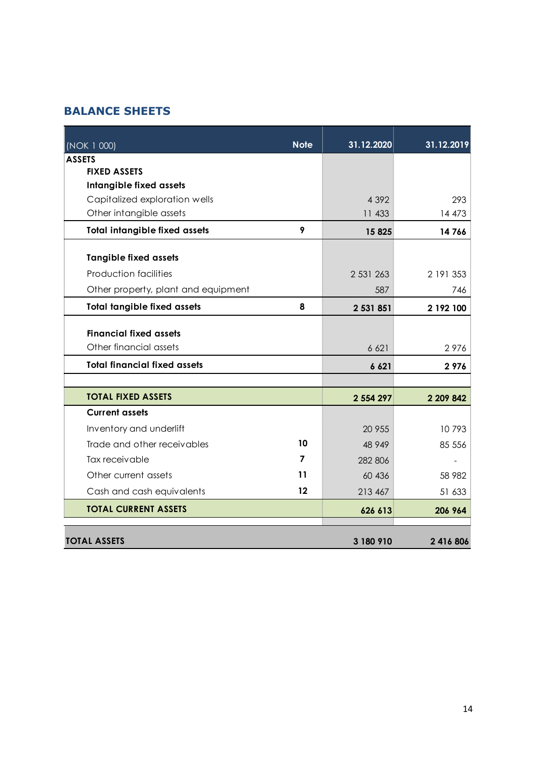## BALANCE SHEETS

| (NOK 1 000) | Note | 31.12.2020 | 31.12.2019 |
|---|---|---|---|
| **ASSETS** | | | |
| **FIXED ASSETS** | | | |
| **Intangible fixed assets** | | | |
| Capitalized exploration wells | | 4 392 | 293 |
| Other intangible assets | | 11 433 | 14 473 |
| **Total intangible fixed assets** | **9** | **15 825** | **14 766** |
| | | | |
| **Tangible fixed assets** | | | |
| Production facilities | | 2 531 263 | 2 191 353 |
| Other property, plant and equipment | | 587 | 746 |
| **Total tangible fixed assets** | **8** | **2 531 851** | **2 192 100** |
| | | | |
| **Financial fixed assets** | | | |
| Other financial assets | | 6 621 | 2 976 |
| **Total financial fixed assets** | | **6 621** | **2 976** |
| | | | |
| **TOTAL FIXED ASSETS** | | **2 554 297** | **2 209 842** |
| **Current assets** | | | |
| Inventory and underlift | | 20 955 | 10 793 |
| Trade and other receivables | **10** | 48 949 | 85 556 |
| Tax receivable | **7** | 282 806 | - |
| Other current assets | **11** | 60 436 | 58 982 |
| Cash and cash equivalents | **12** | 213 467 | 51 633 |
| **TOTAL CURRENT ASSETS** | | **626 613** | **206 964** |
| | | | |
| **TOTAL ASSETS** | | **3 180 910** | **2 416 806** |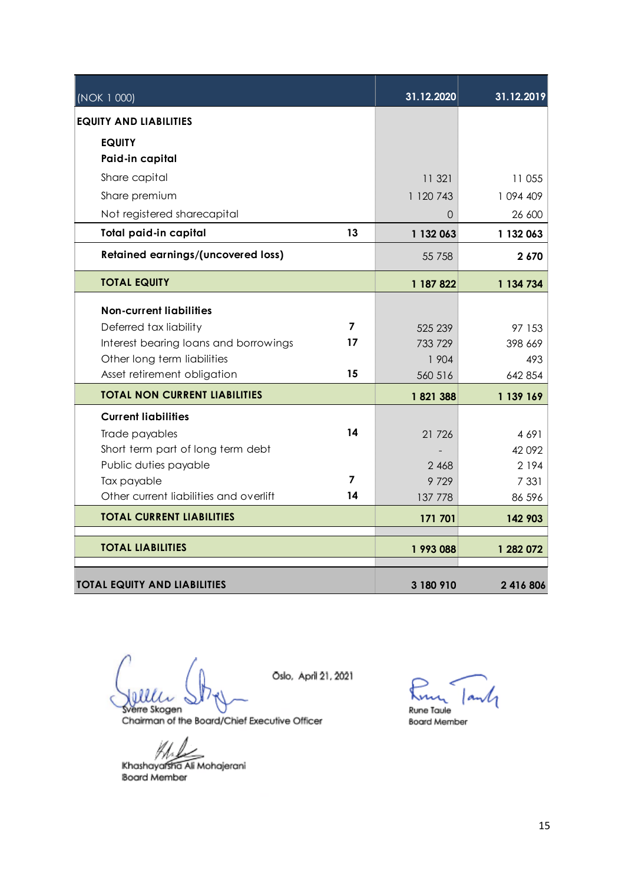| (NOK 1 000) | | 31.12.2020 | 31.12.2019 |
|---|---|---|---|
| **EQUITY AND LIABILITIES** | | | |
| **EQUITY** | | | |
| **Paid-in capital** | | | |
| Share capital | | 11 321 | 11 055 |
| Share premium | | 1 120 743 | 1 094 409 |
| Not registered sharecapital | | 0 | 26 600 |
| **Total paid-in capital** | 13 | **1 132 063** | **1 132 063** |
| **Retained earnings/(uncovered loss)** | | 55 758 | **2 670** |
| **TOTAL EQUITY** | | **1 187 822** | **1 134 734** |
| **Non-current liabilities** | | | |
| Deferred tax liability | 7 | 525 239 | 97 153 |
| Interest bearing loans and borrowings | 17 | 733 729 | 398 669 |
| Other long term liabilities | | 1 904 | 493 |
| Asset retirement obligation | 15 | 560 516 | 642 854 |
| **TOTAL NON CURRENT LIABILITIES** | | **1 821 388** | **1 139 169** |
| **Current liabilities** | | | |
| Trade payables | 14 | 21 726 | 4 691 |
| Short term part of long term debt | | - | 42 092 |
| Public duties payable | | 2 468 | 2 194 |
| Tax payable | 7 | 9 729 | 7 331 |
| Other current liabilities and overlift | 14 | 137 778 | 86 596 |
| **TOTAL CURRENT LIABILITIES** | | **171 701** | **142 903** |
| **TOTAL LIABILITIES** | | **1 993 088** | **1 282 072** |
| **TOTAL EQUITY AND LIABILITIES** | | **3 180 910** | **2 416 806** |

Oslo, April 21, 2021

Sverre Skogen
Chairman of the Board/Chief Executive Officer

Rune Taule
Board Member

Khashayarsha Ali Mohajerani
Board Member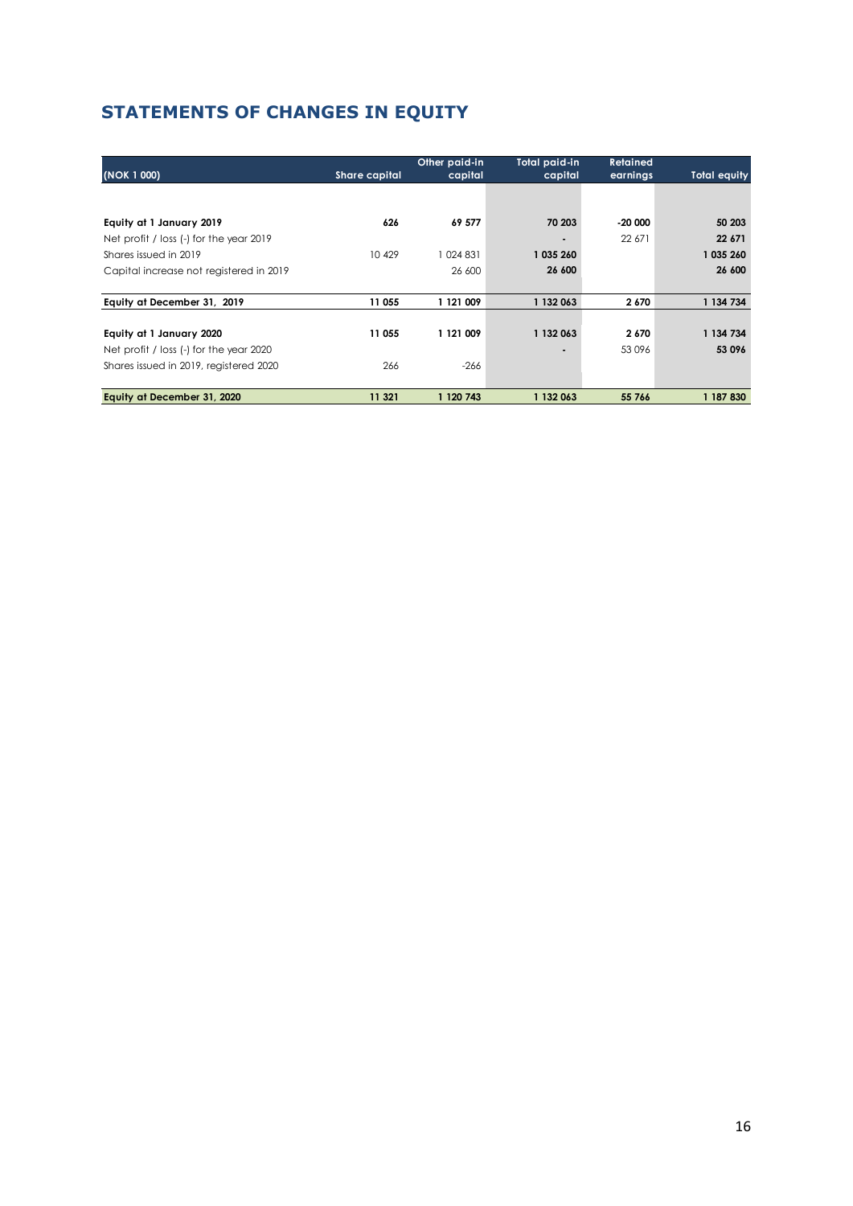# STATEMENTS OF CHANGES IN EQUITY

| (NOK 1 000) | Share capital | Other paid-in capital | Total paid-in capital | Retained earnings | Total equity |
|---|---|---|---|---|---|
| **Equity at 1 January 2019** | **626** | **69 577** | **70 203** | **-20 000** | **50 203** |
| Net profit / loss (-) for the year 2019 | | | **-** | 22 671 | **22 671** |
| Shares issued in 2019 | 10 429 | 1 024 831 | **1 035 260** | | **1 035 260** |
| Capital increase not registered in 2019 | | 26 600 | **26 600** | | **26 600** |
| **Equity at December 31, 2019** | **11 055** | **1 121 009** | **1 132 063** | **2 670** | **1 134 734** |
| **Equity at 1 January 2020** | **11 055** | **1 121 009** | **1 132 063** | **2 670** | **1 134 734** |
| Net profit / loss (-) for the year 2020 | | | **-** | 53 096 | **53 096** |
| Shares issued in 2019, registered 2020 | 266 | -266 | | | |
| **Equity at December 31, 2020** | **11 321** | **1 120 743** | **1 132 063** | **55 766** | **1 187 830** |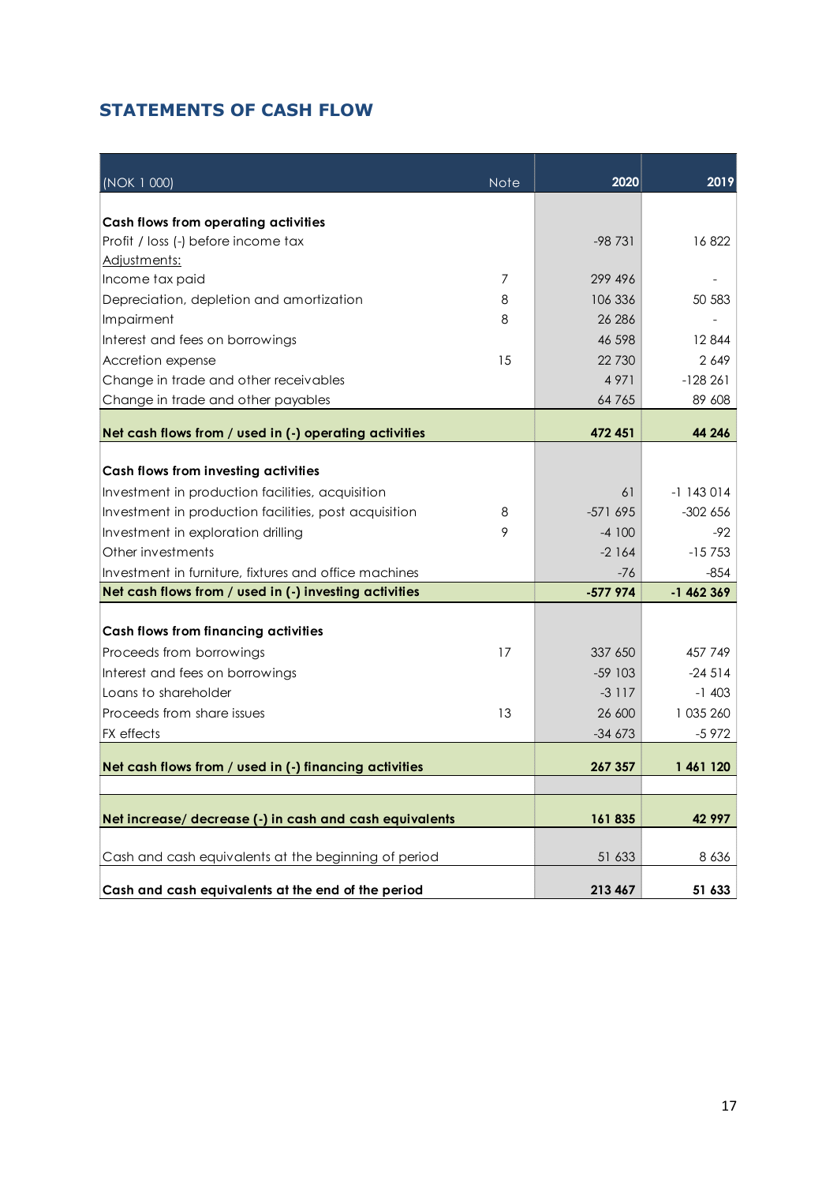## STATEMENTS OF CASH FLOW

| (NOK 1 000) | Note | 2020 | 2019 |
|---|---|---|---|
| **Cash flows from operating activities** | | | |
| Profit / loss (-) before income tax | | -98 731 | 16 822 |
| Adjustments: | | | |
| Income tax paid | 7 | 299 496 | - |
| Depreciation, depletion and amortization | 8 | 106 336 | 50 583 |
| Impairment | 8 | 26 286 | - |
| Interest and fees on borrowings | | 46 598 | 12 844 |
| Accretion expense | 15 | 22 730 | 2 649 |
| Change in trade and other receivables | | 4 971 | -128 261 |
| Change in trade and other payables | | 64 765 | 89 608 |
| **Net cash flows from / used in (-) operating activities** | | **472 451** | **44 246** |
| **Cash flows from investing activities** | | | |
| Investment in production facilities, acquisition | | 61 | -1 143 014 |
| Investment in production facilities, post acquisition | 8 | -571 695 | -302 656 |
| Investment in exploration drilling | 9 | -4 100 | -92 |
| Other investments | | -2 164 | -15 753 |
| Investment in furniture, fixtures and office machines | | -76 | -854 |
| **Net cash flows from / used in (-) investing activities** | | **-577 974** | **-1 462 369** |
| **Cash flows from financing activities** | | | |
| Proceeds from borrowings | 17 | 337 650 | 457 749 |
| Interest and fees on borrowings | | -59 103 | -24 514 |
| Loans to shareholder | | -3 117 | -1 403 |
| Proceeds from share issues | 13 | 26 600 | 1 035 260 |
| FX effects | | -34 673 | -5 972 |
| **Net cash flows from / used in (-) financing activities** | | **267 357** | **1 461 120** |
| **Net increase/ decrease (-) in cash and cash equivalents** | | **161 835** | **42 997** |
| Cash and cash equivalents at the beginning of period | | 51 633 | 8 636 |
| **Cash and cash equivalents at the end of the period** | | **213 467** | **51 633** |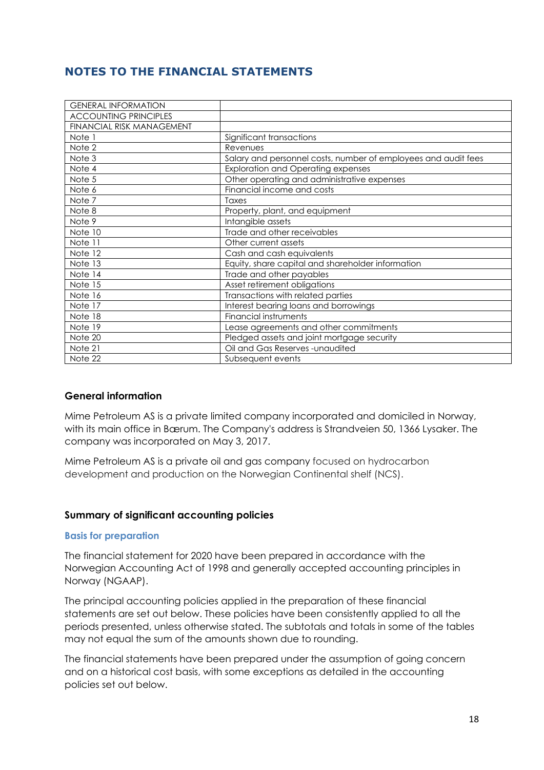# NOTES TO THE FINANCIAL STATEMENTS

| | |
|---|---|
| GENERAL INFORMATION | |
| ACCOUNTING PRINCIPLES | |
| FINANCIAL RISK MANAGEMENT | |
| Note 1 | Significant transactions |
| Note 2 | Revenues |
| Note 3 | Salary and personnel costs, number of employees and audit fees |
| Note 4 | Exploration and Operating expenses |
| Note 5 | Other operating and administrative expenses |
| Note 6 | Financial income and costs |
| Note 7 | Taxes |
| Note 8 | Property, plant, and equipment |
| Note 9 | Intangible assets |
| Note 10 | Trade and other receivables |
| Note 11 | Other current assets |
| Note 12 | Cash and cash equivalents |
| Note 13 | Equity, share capital and shareholder information |
| Note 14 | Trade and other payables |
| Note 15 | Asset retirement obligations |
| Note 16 | Transactions with related parties |
| Note 17 | Interest bearing loans and borrowings |
| Note 18 | Financial instruments |
| Note 19 | Lease agreements and other commitments |
| Note 20 | Pledged assets and joint mortgage security |
| Note 21 | Oil and Gas Reserves -unaudited |
| Note 22 | Subsequent events |

### General information

Mime Petroleum AS is a private limited company incorporated and domiciled in Norway, with its main office in Bærum. The Company's address is Strandveien 50, 1366 Lysaker. The company was incorporated on May 3, 2017.

Mime Petroleum AS is a private oil and gas company focused on hydrocarbon development and production on the Norwegian Continental shelf (NCS).

### Summary of significant accounting policies

#### Basis for preparation

The financial statement for 2020 have been prepared in accordance with the Norwegian Accounting Act of 1998 and generally accepted accounting principles in Norway (NGAAP).

The principal accounting policies applied in the preparation of these financial statements are set out below. These policies have been consistently applied to all the periods presented, unless otherwise stated. The subtotals and totals in some of the tables may not equal the sum of the amounts shown due to rounding.

The financial statements have been prepared under the assumption of going concern and on a historical cost basis, with some exceptions as detailed in the accounting policies set out below.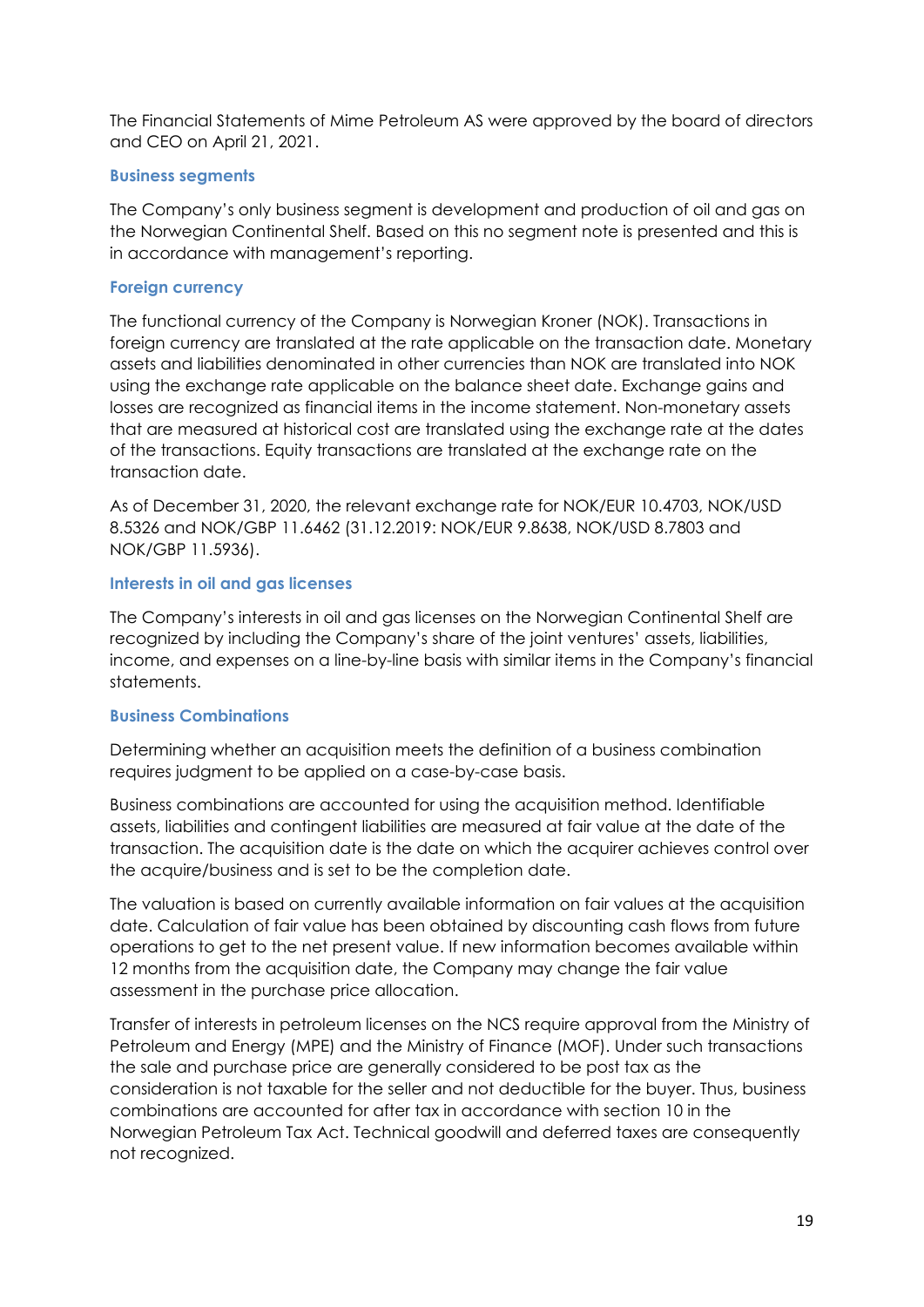The Financial Statements of Mime Petroleum AS were approved by the board of directors and CEO on April 21, 2021.

### Business segments

The Company's only business segment is development and production of oil and gas on the Norwegian Continental Shelf. Based on this no segment note is presented and this is in accordance with management's reporting.

### Foreign currency

The functional currency of the Company is Norwegian Kroner (NOK). Transactions in foreign currency are translated at the rate applicable on the transaction date. Monetary assets and liabilities denominated in other currencies than NOK are translated into NOK using the exchange rate applicable on the balance sheet date. Exchange gains and losses are recognized as financial items in the income statement. Non-monetary assets that are measured at historical cost are translated using the exchange rate at the dates of the transactions. Equity transactions are translated at the exchange rate on the transaction date.

As of December 31, 2020, the relevant exchange rate for NOK/EUR 10.4703, NOK/USD 8.5326 and NOK/GBP 11.6462 (31.12.2019: NOK/EUR 9.8638, NOK/USD 8.7803 and NOK/GBP 11.5936).

### Interests in oil and gas licenses

The Company's interests in oil and gas licenses on the Norwegian Continental Shelf are recognized by including the Company's share of the joint ventures' assets, liabilities, income, and expenses on a line-by-line basis with similar items in the Company's financial statements.

### Business Combinations

Determining whether an acquisition meets the definition of a business combination requires judgment to be applied on a case-by-case basis.

Business combinations are accounted for using the acquisition method. Identifiable assets, liabilities and contingent liabilities are measured at fair value at the date of the transaction. The acquisition date is the date on which the acquirer achieves control over the acquire/business and is set to be the completion date.

The valuation is based on currently available information on fair values at the acquisition date. Calculation of fair value has been obtained by discounting cash flows from future operations to get to the net present value. If new information becomes available within 12 months from the acquisition date, the Company may change the fair value assessment in the purchase price allocation.

Transfer of interests in petroleum licenses on the NCS require approval from the Ministry of Petroleum and Energy (MPE) and the Ministry of Finance (MOF). Under such transactions the sale and purchase price are generally considered to be post tax as the consideration is not taxable for the seller and not deductible for the buyer. Thus, business combinations are accounted for after tax in accordance with section 10 in the Norwegian Petroleum Tax Act. Technical goodwill and deferred taxes are consequently not recognized.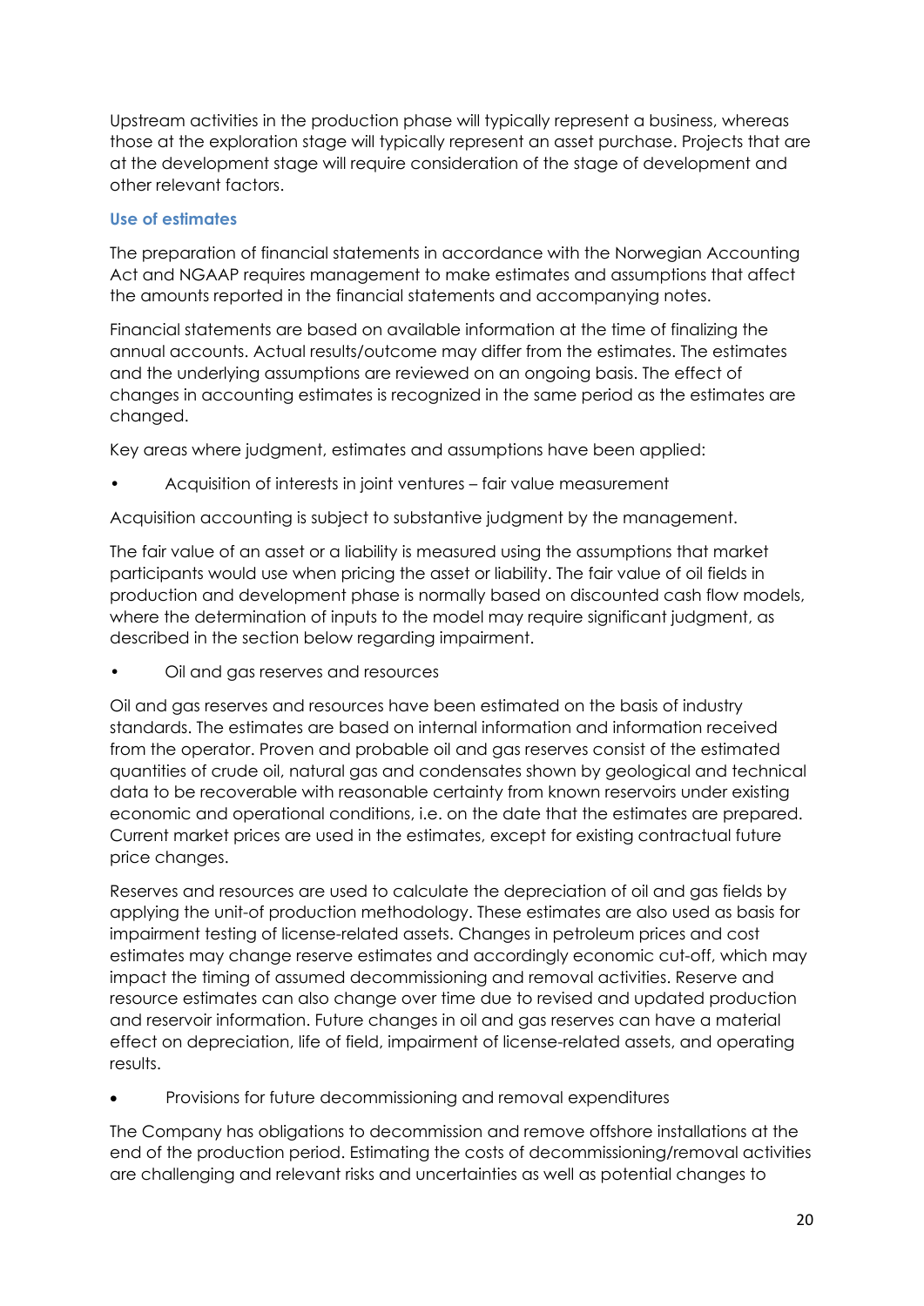Upstream activities in the production phase will typically represent a business, whereas those at the exploration stage will typically represent an asset purchase. Projects that are at the development stage will require consideration of the stage of development and other relevant factors.

### Use of estimates

The preparation of financial statements in accordance with the Norwegian Accounting Act and NGAAP requires management to make estimates and assumptions that affect the amounts reported in the financial statements and accompanying notes.

Financial statements are based on available information at the time of finalizing the annual accounts. Actual results/outcome may differ from the estimates. The estimates and the underlying assumptions are reviewed on an ongoing basis. The effect of changes in accounting estimates is recognized in the same period as the estimates are changed.

Key areas where judgment, estimates and assumptions have been applied:

- Acquisition of interests in joint ventures – fair value measurement

Acquisition accounting is subject to substantive judgment by the management.

The fair value of an asset or a liability is measured using the assumptions that market participants would use when pricing the asset or liability. The fair value of oil fields in production and development phase is normally based on discounted cash flow models, where the determination of inputs to the model may require significant judgment, as described in the section below regarding impairment.

- Oil and gas reserves and resources

Oil and gas reserves and resources have been estimated on the basis of industry standards. The estimates are based on internal information and information received from the operator. Proven and probable oil and gas reserves consist of the estimated quantities of crude oil, natural gas and condensates shown by geological and technical data to be recoverable with reasonable certainty from known reservoirs under existing economic and operational conditions, i.e. on the date that the estimates are prepared. Current market prices are used in the estimates, except for existing contractual future price changes.

Reserves and resources are used to calculate the depreciation of oil and gas fields by applying the unit-of production methodology. These estimates are also used as basis for impairment testing of license-related assets. Changes in petroleum prices and cost estimates may change reserve estimates and accordingly economic cut-off, which may impact the timing of assumed decommissioning and removal activities. Reserve and resource estimates can also change over time due to revised and updated production and reservoir information. Future changes in oil and gas reserves can have a material effect on depreciation, life of field, impairment of license-related assets, and operating results.

- Provisions for future decommissioning and removal expenditures

The Company has obligations to decommission and remove offshore installations at the end of the production period. Estimating the costs of decommissioning/removal activities are challenging and relevant risks and uncertainties as well as potential changes to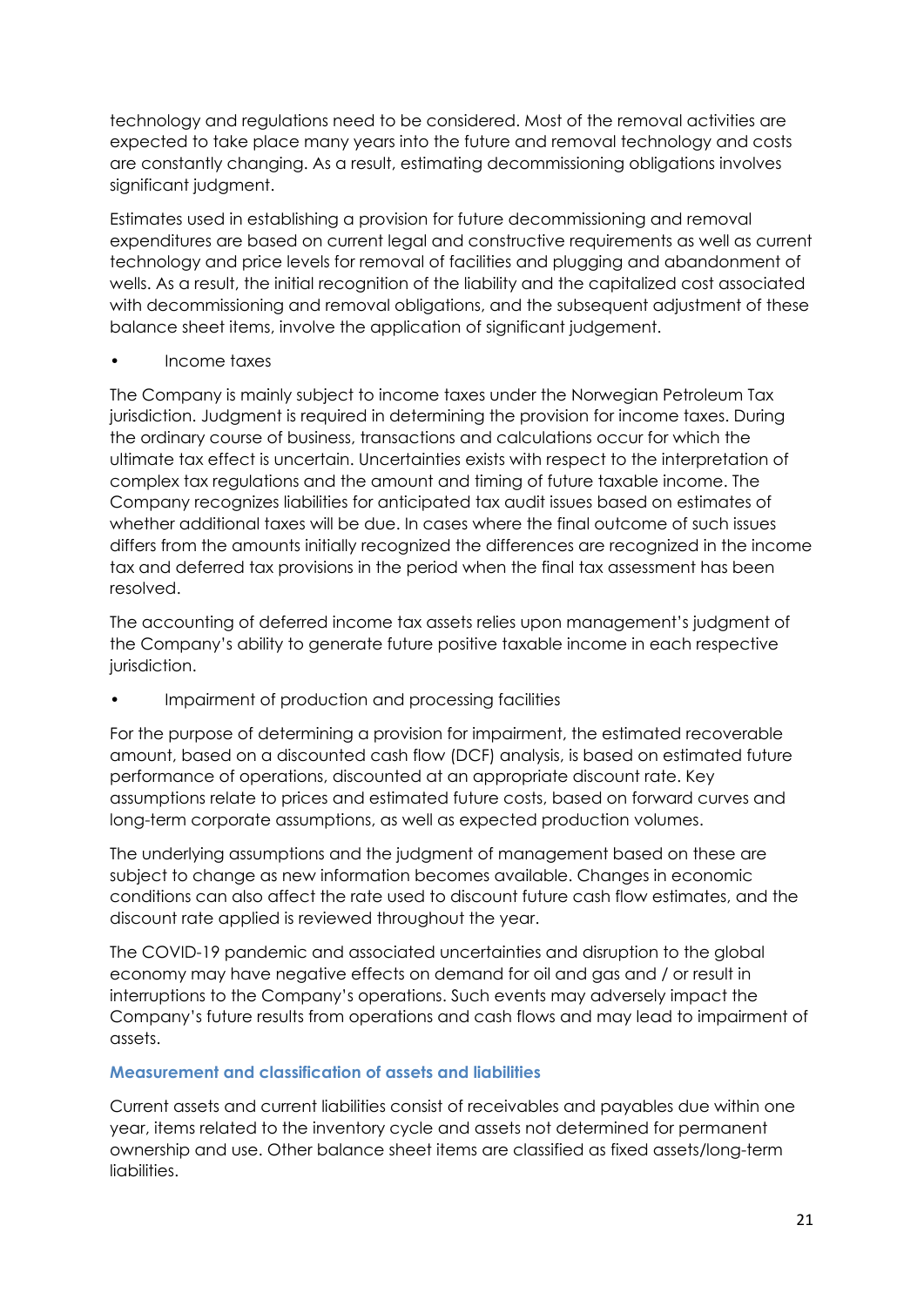technology and regulations need to be considered. Most of the removal activities are expected to take place many years into the future and removal technology and costs are constantly changing. As a result, estimating decommissioning obligations involves significant judgment.

Estimates used in establishing a provision for future decommissioning and removal expenditures are based on current legal and constructive requirements as well as current technology and price levels for removal of facilities and plugging and abandonment of wells. As a result, the initial recognition of the liability and the capitalized cost associated with decommissioning and removal obligations, and the subsequent adjustment of these balance sheet items, involve the application of significant judgement.

- Income taxes

The Company is mainly subject to income taxes under the Norwegian Petroleum Tax jurisdiction. Judgment is required in determining the provision for income taxes. During the ordinary course of business, transactions and calculations occur for which the ultimate tax effect is uncertain. Uncertainties exists with respect to the interpretation of complex tax regulations and the amount and timing of future taxable income. The Company recognizes liabilities for anticipated tax audit issues based on estimates of whether additional taxes will be due. In cases where the final outcome of such issues differs from the amounts initially recognized the differences are recognized in the income tax and deferred tax provisions in the period when the final tax assessment has been resolved.

The accounting of deferred income tax assets relies upon management's judgment of the Company's ability to generate future positive taxable income in each respective jurisdiction.

- Impairment of production and processing facilities

For the purpose of determining a provision for impairment, the estimated recoverable amount, based on a discounted cash flow (DCF) analysis, is based on estimated future performance of operations, discounted at an appropriate discount rate. Key assumptions relate to prices and estimated future costs, based on forward curves and long-term corporate assumptions, as well as expected production volumes.

The underlying assumptions and the judgment of management based on these are subject to change as new information becomes available. Changes in economic conditions can also affect the rate used to discount future cash flow estimates, and the discount rate applied is reviewed throughout the year.

The COVID-19 pandemic and associated uncertainties and disruption to the global economy may have negative effects on demand for oil and gas and / or result in interruptions to the Company's operations. Such events may adversely impact the Company's future results from operations and cash flows and may lead to impairment of assets.

### Measurement and classification of assets and liabilities

Current assets and current liabilities consist of receivables and payables due within one year, items related to the inventory cycle and assets not determined for permanent ownership and use. Other balance sheet items are classified as fixed assets/long-term liabilities.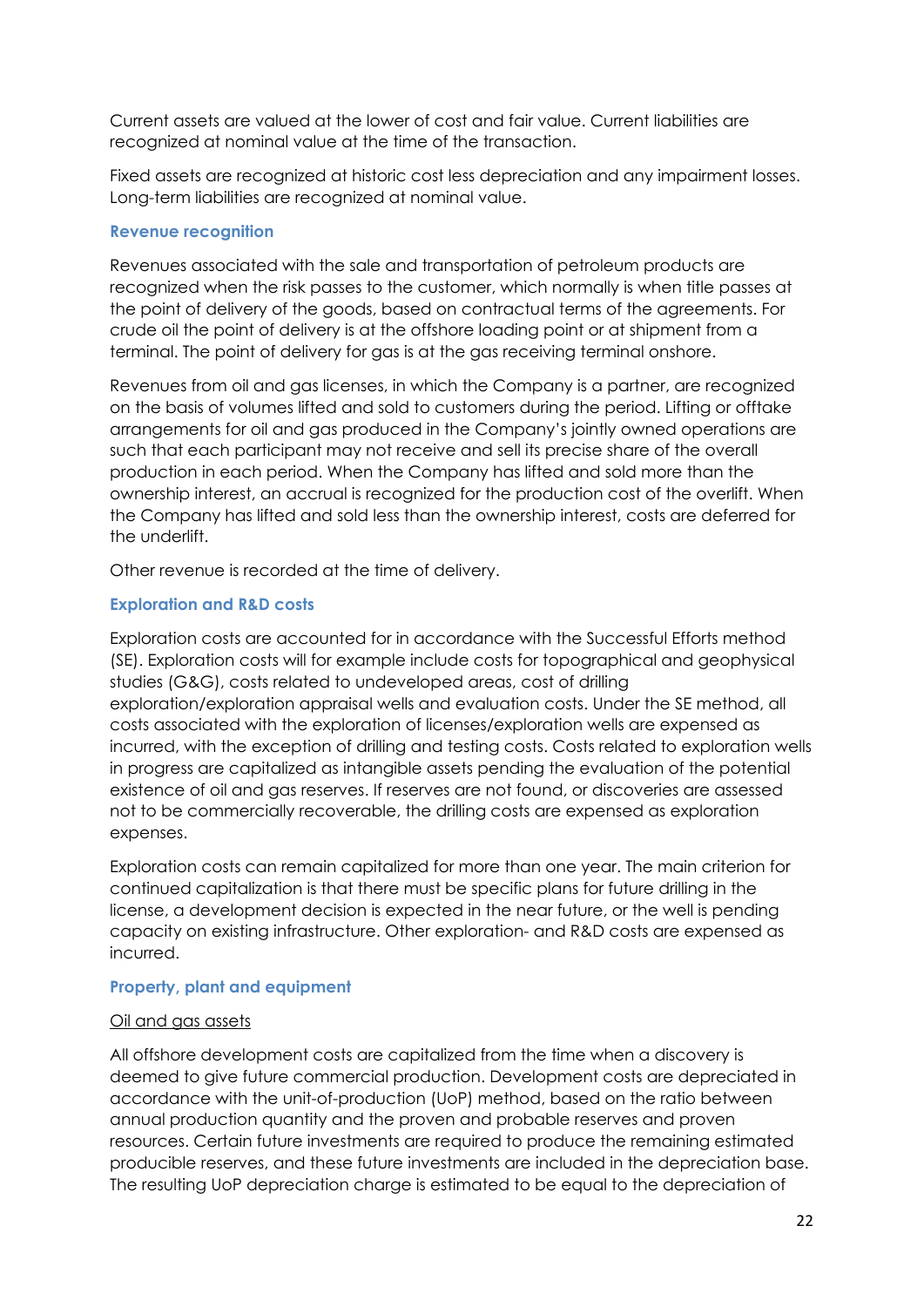Current assets are valued at the lower of cost and fair value. Current liabilities are recognized at nominal value at the time of the transaction.

Fixed assets are recognized at historic cost less depreciation and any impairment losses. Long-term liabilities are recognized at nominal value.

### Revenue recognition

Revenues associated with the sale and transportation of petroleum products are recognized when the risk passes to the customer, which normally is when title passes at the point of delivery of the goods, based on contractual terms of the agreements. For crude oil the point of delivery is at the offshore loading point or at shipment from a terminal. The point of delivery for gas is at the gas receiving terminal onshore.

Revenues from oil and gas licenses, in which the Company is a partner, are recognized on the basis of volumes lifted and sold to customers during the period. Lifting or offtake arrangements for oil and gas produced in the Company's jointly owned operations are such that each participant may not receive and sell its precise share of the overall production in each period. When the Company has lifted and sold more than the ownership interest, an accrual is recognized for the production cost of the overlift. When the Company has lifted and sold less than the ownership interest, costs are deferred for the underlift.

Other revenue is recorded at the time of delivery.

### Exploration and R&D costs

Exploration costs are accounted for in accordance with the Successful Efforts method (SE). Exploration costs will for example include costs for topographical and geophysical studies (G&G), costs related to undeveloped areas, cost of drilling exploration/exploration appraisal wells and evaluation costs. Under the SE method, all costs associated with the exploration of licenses/exploration wells are expensed as incurred, with the exception of drilling and testing costs. Costs related to exploration wells in progress are capitalized as intangible assets pending the evaluation of the potential existence of oil and gas reserves. If reserves are not found, or discoveries are assessed not to be commercially recoverable, the drilling costs are expensed as exploration expenses.

Exploration costs can remain capitalized for more than one year. The main criterion for continued capitalization is that there must be specific plans for future drilling in the license, a development decision is expected in the near future, or the well is pending capacity on existing infrastructure. Other exploration- and R&D costs are expensed as incurred.

### Property, plant and equipment

<u>Oil and gas assets</u>

All offshore development costs are capitalized from the time when a discovery is deemed to give future commercial production. Development costs are depreciated in accordance with the unit-of-production (UoP) method, based on the ratio between annual production quantity and the proven and probable reserves and proven resources. Certain future investments are required to produce the remaining estimated producible reserves, and these future investments are included in the depreciation base. The resulting UoP depreciation charge is estimated to be equal to the depreciation of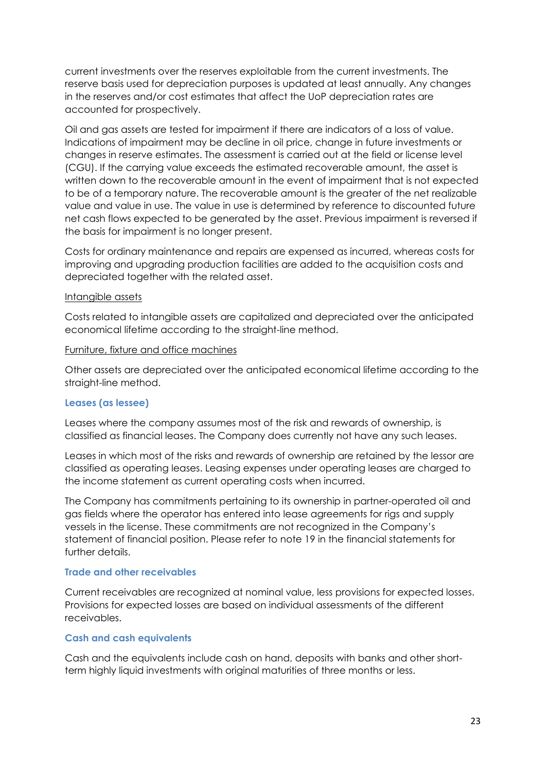current investments over the reserves exploitable from the current investments. The reserve basis used for depreciation purposes is updated at least annually. Any changes in the reserves and/or cost estimates that affect the UoP depreciation rates are accounted for prospectively.

Oil and gas assets are tested for impairment if there are indicators of a loss of value. Indications of impairment may be decline in oil price, change in future investments or changes in reserve estimates. The assessment is carried out at the field or license level (CGU). If the carrying value exceeds the estimated recoverable amount, the asset is written down to the recoverable amount in the event of impairment that is not expected to be of a temporary nature. The recoverable amount is the greater of the net realizable value and value in use. The value in use is determined by reference to discounted future net cash flows expected to be generated by the asset. Previous impairment is reversed if the basis for impairment is no longer present.

Costs for ordinary maintenance and repairs are expensed as incurred, whereas costs for improving and upgrading production facilities are added to the acquisition costs and depreciated together with the related asset.

<u>Intangible assets</u>

Costs related to intangible assets are capitalized and depreciated over the anticipated economical lifetime according to the straight-line method.

<u>Furniture, fixture and office machines</u>

Other assets are depreciated over the anticipated economical lifetime according to the straight-line method.

### Leases (as lessee)

Leases where the company assumes most of the risk and rewards of ownership, is classified as financial leases. The Company does currently not have any such leases.

Leases in which most of the risks and rewards of ownership are retained by the lessor are classified as operating leases. Leasing expenses under operating leases are charged to the income statement as current operating costs when incurred.

The Company has commitments pertaining to its ownership in partner-operated oil and gas fields where the operator has entered into lease agreements for rigs and supply vessels in the license. These commitments are not recognized in the Company's statement of financial position. Please refer to note 19 in the financial statements for further details.

### Trade and other receivables

Current receivables are recognized at nominal value, less provisions for expected losses. Provisions for expected losses are based on individual assessments of the different receivables.

### Cash and cash equivalents

Cash and the equivalents include cash on hand, deposits with banks and other short-term highly liquid investments with original maturities of three months or less.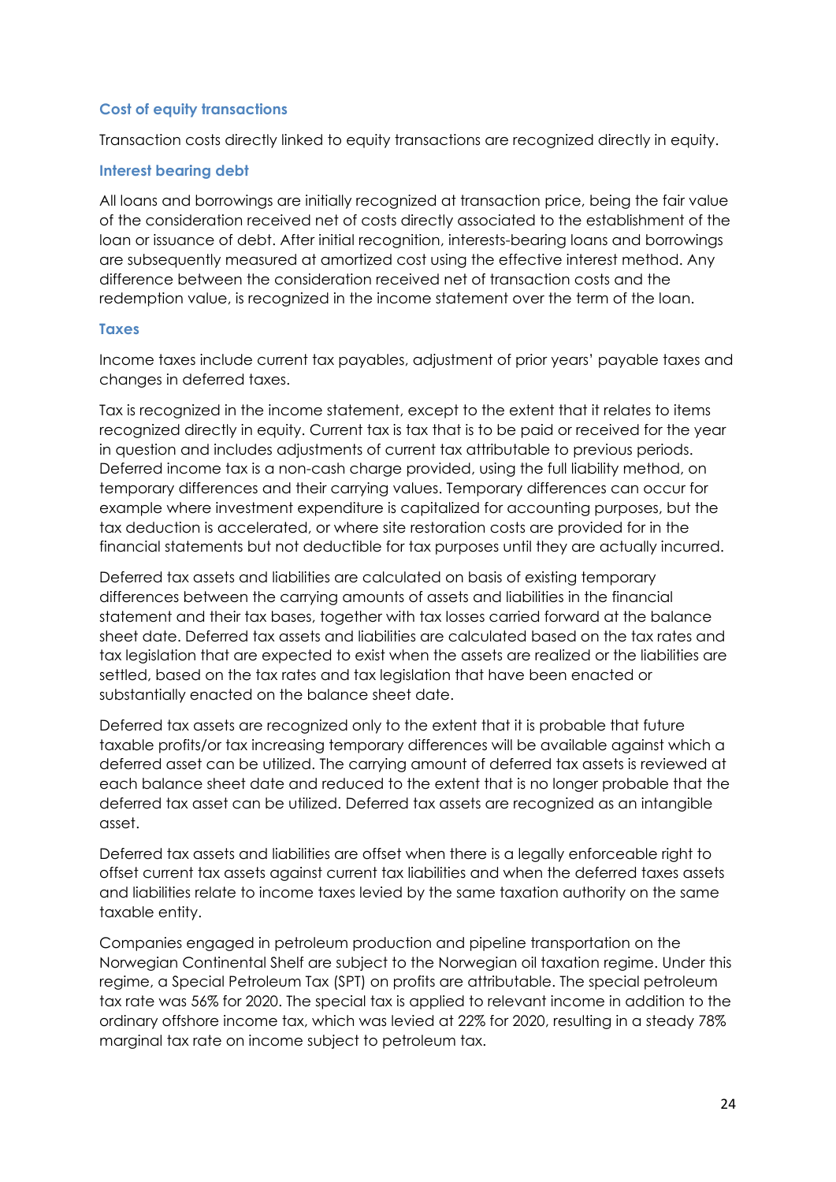### Cost of equity transactions

Transaction costs directly linked to equity transactions are recognized directly in equity.

### Interest bearing debt

All loans and borrowings are initially recognized at transaction price, being the fair value of the consideration received net of costs directly associated to the establishment of the loan or issuance of debt. After initial recognition, interests-bearing loans and borrowings are subsequently measured at amortized cost using the effective interest method. Any difference between the consideration received net of transaction costs and the redemption value, is recognized in the income statement over the term of the loan.

### Taxes

Income taxes include current tax payables, adjustment of prior years' payable taxes and changes in deferred taxes.

Tax is recognized in the income statement, except to the extent that it relates to items recognized directly in equity. Current tax is tax that is to be paid or received for the year in question and includes adjustments of current tax attributable to previous periods. Deferred income tax is a non-cash charge provided, using the full liability method, on temporary differences and their carrying values. Temporary differences can occur for example where investment expenditure is capitalized for accounting purposes, but the tax deduction is accelerated, or where site restoration costs are provided for in the financial statements but not deductible for tax purposes until they are actually incurred.

Deferred tax assets and liabilities are calculated on basis of existing temporary differences between the carrying amounts of assets and liabilities in the financial statement and their tax bases, together with tax losses carried forward at the balance sheet date. Deferred tax assets and liabilities are calculated based on the tax rates and tax legislation that are expected to exist when the assets are realized or the liabilities are settled, based on the tax rates and tax legislation that have been enacted or substantially enacted on the balance sheet date.

Deferred tax assets are recognized only to the extent that it is probable that future taxable profits/or tax increasing temporary differences will be available against which a deferred asset can be utilized. The carrying amount of deferred tax assets is reviewed at each balance sheet date and reduced to the extent that is no longer probable that the deferred tax asset can be utilized. Deferred tax assets are recognized as an intangible asset.

Deferred tax assets and liabilities are offset when there is a legally enforceable right to offset current tax assets against current tax liabilities and when the deferred taxes assets and liabilities relate to income taxes levied by the same taxation authority on the same taxable entity.

Companies engaged in petroleum production and pipeline transportation on the Norwegian Continental Shelf are subject to the Norwegian oil taxation regime. Under this regime, a Special Petroleum Tax (SPT) on profits are attributable. The special petroleum tax rate was 56% for 2020. The special tax is applied to relevant income in addition to the ordinary offshore income tax, which was levied at 22% for 2020, resulting in a steady 78% marginal tax rate on income subject to petroleum tax.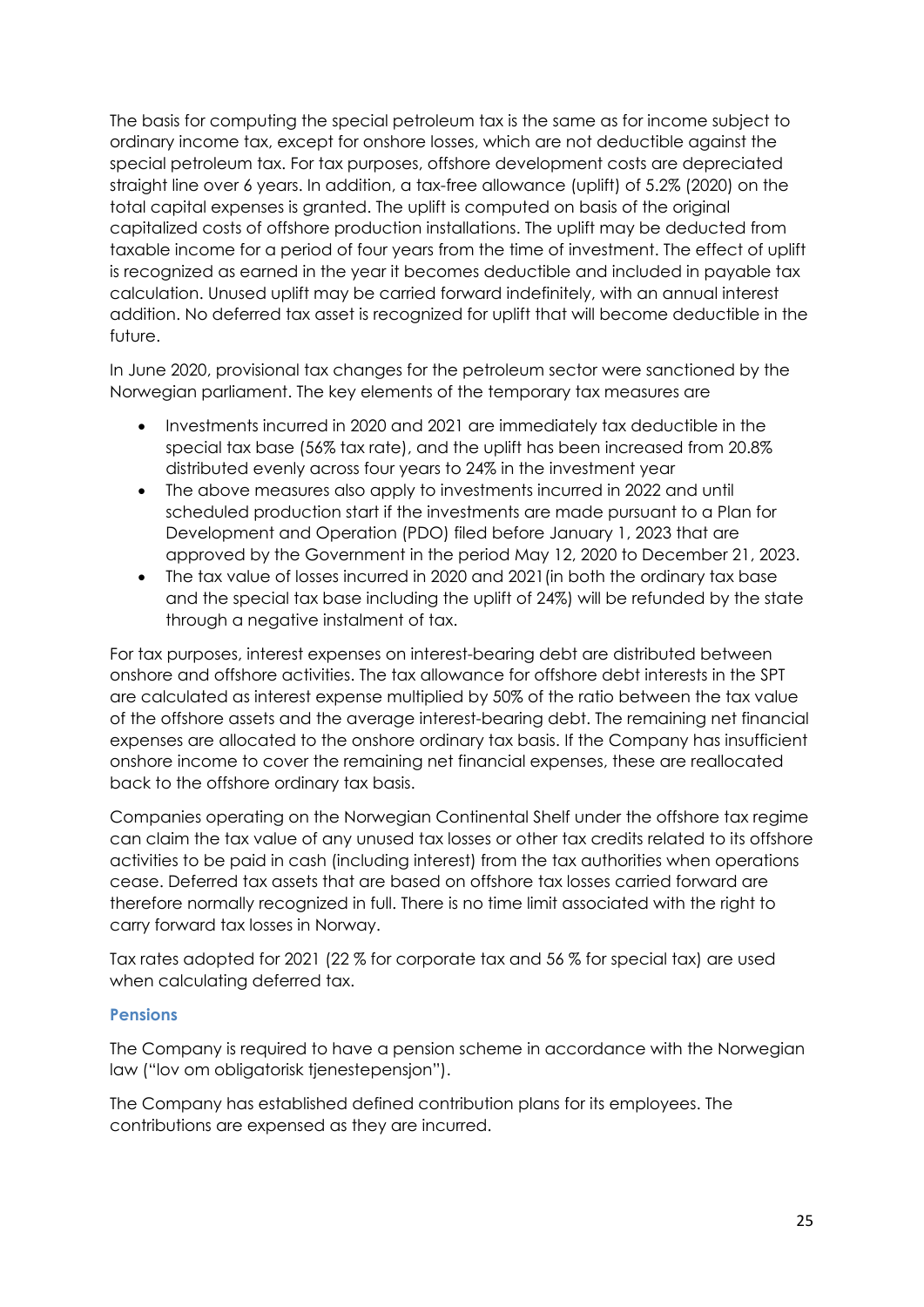The basis for computing the special petroleum tax is the same as for income subject to ordinary income tax, except for onshore losses, which are not deductible against the special petroleum tax. For tax purposes, offshore development costs are depreciated straight line over 6 years. In addition, a tax-free allowance (uplift) of 5.2% (2020) on the total capital expenses is granted. The uplift is computed on basis of the original capitalized costs of offshore production installations. The uplift may be deducted from taxable income for a period of four years from the time of investment. The effect of uplift is recognized as earned in the year it becomes deductible and included in payable tax calculation. Unused uplift may be carried forward indefinitely, with an annual interest addition. No deferred tax asset is recognized for uplift that will become deductible in the future.

In June 2020, provisional tax changes for the petroleum sector were sanctioned by the Norwegian parliament. The key elements of the temporary tax measures are

- Investments incurred in 2020 and 2021 are immediately tax deductible in the special tax base (56% tax rate), and the uplift has been increased from 20.8% distributed evenly across four years to 24% in the investment year
- The above measures also apply to investments incurred in 2022 and until scheduled production start if the investments are made pursuant to a Plan for Development and Operation (PDO) filed before January 1, 2023 that are approved by the Government in the period May 12, 2020 to December 21, 2023.
- The tax value of losses incurred in 2020 and 2021(in both the ordinary tax base and the special tax base including the uplift of 24%) will be refunded by the state through a negative instalment of tax.

For tax purposes, interest expenses on interest-bearing debt are distributed between onshore and offshore activities. The tax allowance for offshore debt interests in the SPT are calculated as interest expense multiplied by 50% of the ratio between the tax value of the offshore assets and the average interest-bearing debt. The remaining net financial expenses are allocated to the onshore ordinary tax basis. If the Company has insufficient onshore income to cover the remaining net financial expenses, these are reallocated back to the offshore ordinary tax basis.

Companies operating on the Norwegian Continental Shelf under the offshore tax regime can claim the tax value of any unused tax losses or other tax credits related to its offshore activities to be paid in cash (including interest) from the tax authorities when operations cease. Deferred tax assets that are based on offshore tax losses carried forward are therefore normally recognized in full. There is no time limit associated with the right to carry forward tax losses in Norway.

Tax rates adopted for 2021 (22 % for corporate tax and 56 % for special tax) are used when calculating deferred tax.

### Pensions

The Company is required to have a pension scheme in accordance with the Norwegian law ("lov om obligatorisk tjenestepensjon").

The Company has established defined contribution plans for its employees. The contributions are expensed as they are incurred.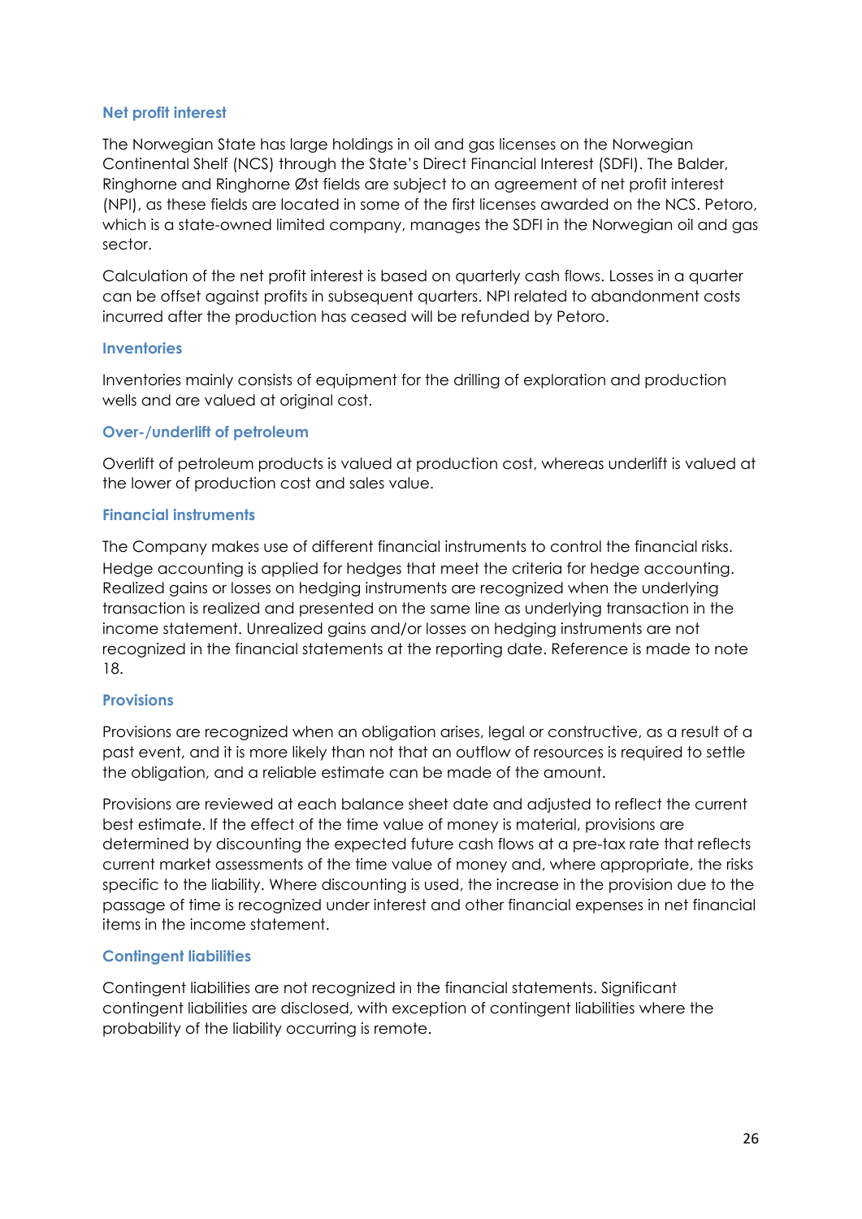### Net profit interest

The Norwegian State has large holdings in oil and gas licenses on the Norwegian Continental Shelf (NCS) through the State's Direct Financial Interest (SDFI). The Balder, Ringhorne and Ringhorne Øst fields are subject to an agreement of net profit interest (NPI), as these fields are located in some of the first licenses awarded on the NCS. Petoro, which is a state-owned limited company, manages the SDFI in the Norwegian oil and gas sector.

Calculation of the net profit interest is based on quarterly cash flows. Losses in a quarter can be offset against profits in subsequent quarters. NPI related to abandonment costs incurred after the production has ceased will be refunded by Petoro.

### Inventories

Inventories mainly consists of equipment for the drilling of exploration and production wells and are valued at original cost.

### Over-/underlift of petroleum

Overlift of petroleum products is valued at production cost, whereas underlift is valued at the lower of production cost and sales value.

### Financial instruments

The Company makes use of different financial instruments to control the financial risks. Hedge accounting is applied for hedges that meet the criteria for hedge accounting. Realized gains or losses on hedging instruments are recognized when the underlying transaction is realized and presented on the same line as underlying transaction in the income statement. Unrealized gains and/or losses on hedging instruments are not recognized in the financial statements at the reporting date. Reference is made to note 18.

### Provisions

Provisions are recognized when an obligation arises, legal or constructive, as a result of a past event, and it is more likely than not that an outflow of resources is required to settle the obligation, and a reliable estimate can be made of the amount.

Provisions are reviewed at each balance sheet date and adjusted to reflect the current best estimate. If the effect of the time value of money is material, provisions are determined by discounting the expected future cash flows at a pre-tax rate that reflects current market assessments of the time value of money and, where appropriate, the risks specific to the liability. Where discounting is used, the increase in the provision due to the passage of time is recognized under interest and other financial expenses in net financial items in the income statement.

### Contingent liabilities

Contingent liabilities are not recognized in the financial statements. Significant contingent liabilities are disclosed, with exception of contingent liabilities where the probability of the liability occurring is remote.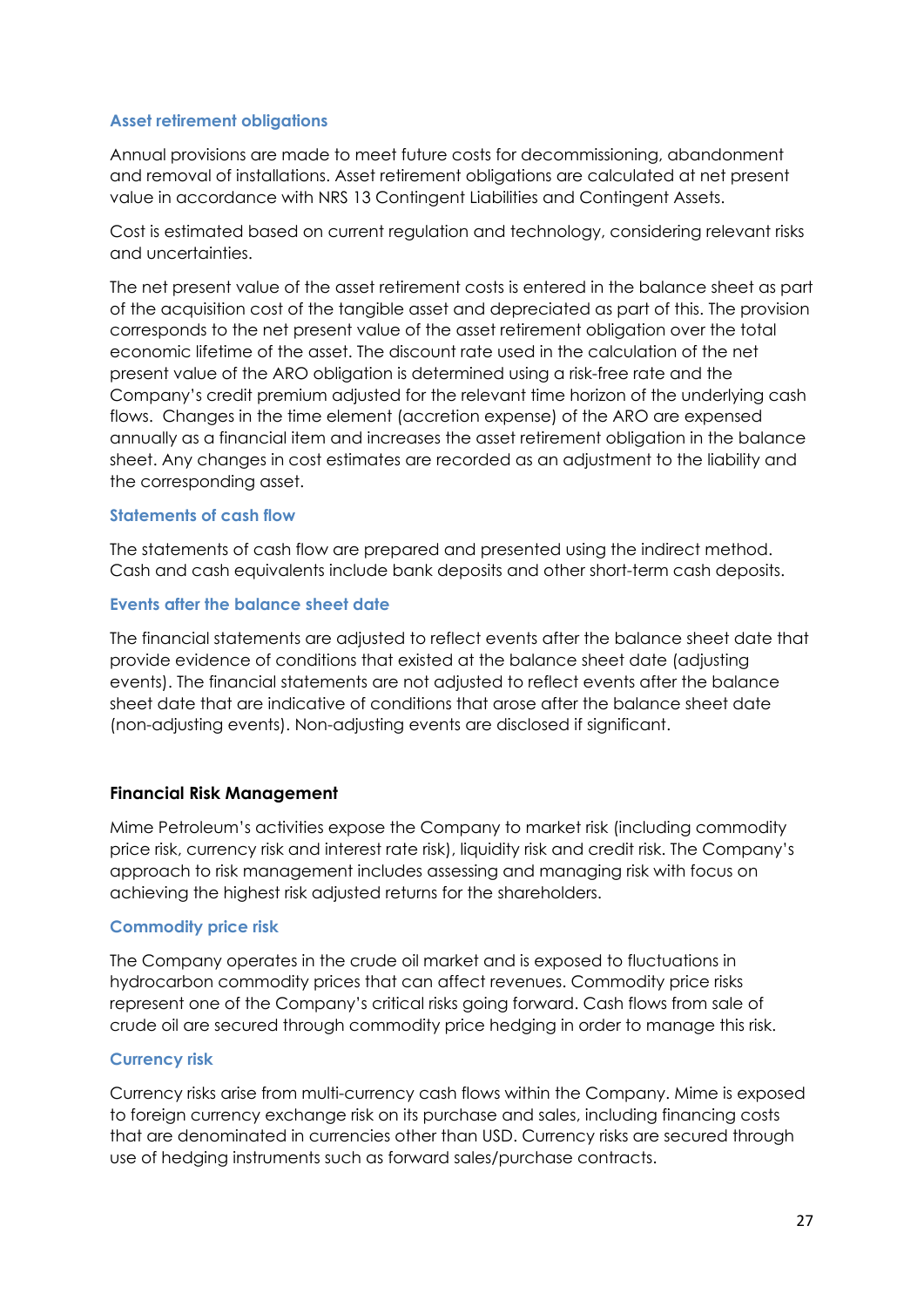### Asset retirement obligations

Annual provisions are made to meet future costs for decommissioning, abandonment and removal of installations. Asset retirement obligations are calculated at net present value in accordance with NRS 13 Contingent Liabilities and Contingent Assets.

Cost is estimated based on current regulation and technology, considering relevant risks and uncertainties.

The net present value of the asset retirement costs is entered in the balance sheet as part of the acquisition cost of the tangible asset and depreciated as part of this. The provision corresponds to the net present value of the asset retirement obligation over the total economic lifetime of the asset. The discount rate used in the calculation of the net present value of the ARO obligation is determined using a risk-free rate and the Company's credit premium adjusted for the relevant time horizon of the underlying cash flows. Changes in the time element (accretion expense) of the ARO are expensed annually as a financial item and increases the asset retirement obligation in the balance sheet. Any changes in cost estimates are recorded as an adjustment to the liability and the corresponding asset.

### Statements of cash flow

The statements of cash flow are prepared and presented using the indirect method. Cash and cash equivalents include bank deposits and other short-term cash deposits.

### Events after the balance sheet date

The financial statements are adjusted to reflect events after the balance sheet date that provide evidence of conditions that existed at the balance sheet date (adjusting events). The financial statements are not adjusted to reflect events after the balance sheet date that are indicative of conditions that arose after the balance sheet date (non-adjusting events). Non-adjusting events are disclosed if significant.

## Financial Risk Management

Mime Petroleum's activities expose the Company to market risk (including commodity price risk, currency risk and interest rate risk), liquidity risk and credit risk. The Company's approach to risk management includes assessing and managing risk with focus on achieving the highest risk adjusted returns for the shareholders.

### Commodity price risk

The Company operates in the crude oil market and is exposed to fluctuations in hydrocarbon commodity prices that can affect revenues. Commodity price risks represent one of the Company's critical risks going forward. Cash flows from sale of crude oil are secured through commodity price hedging in order to manage this risk.

### Currency risk

Currency risks arise from multi-currency cash flows within the Company. Mime is exposed to foreign currency exchange risk on its purchase and sales, including financing costs that are denominated in currencies other than USD. Currency risks are secured through use of hedging instruments such as forward sales/purchase contracts.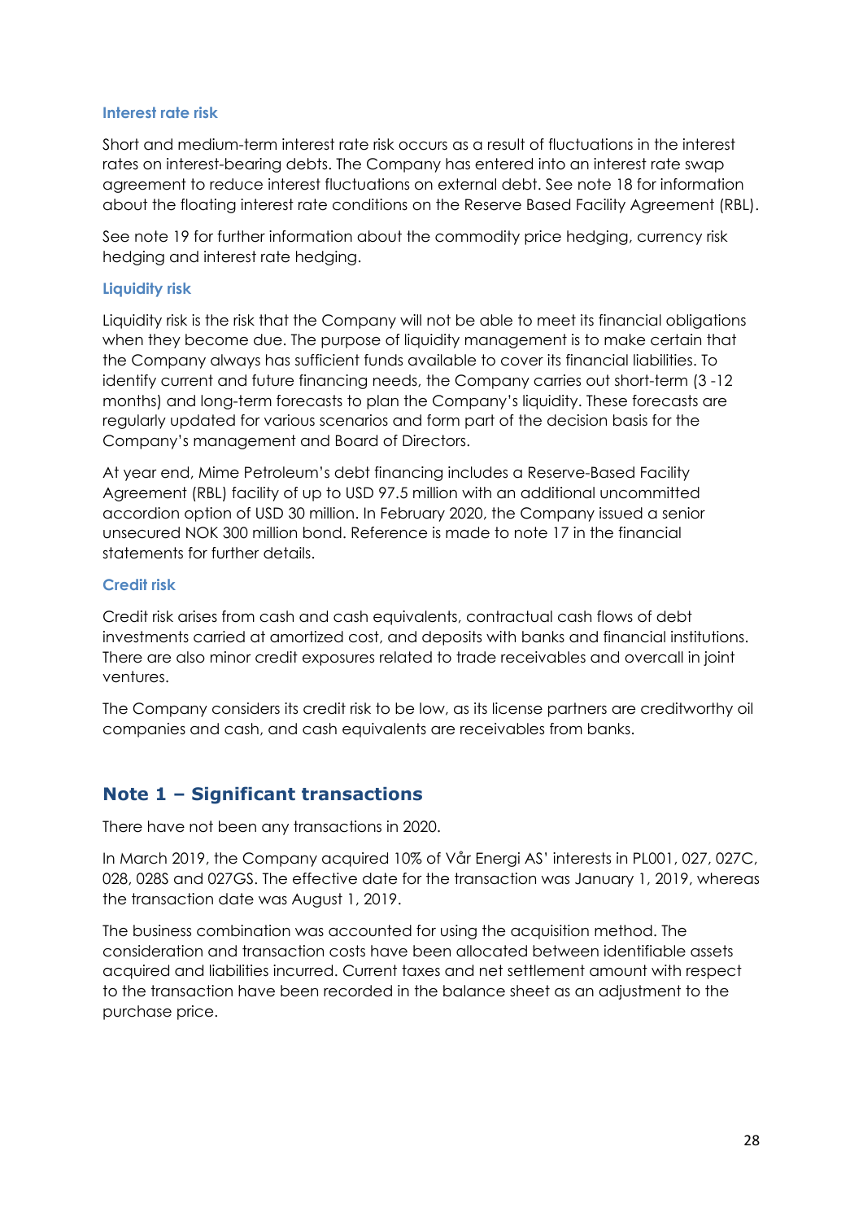### Interest rate risk

Short and medium-term interest rate risk occurs as a result of fluctuations in the interest rates on interest-bearing debts. The Company has entered into an interest rate swap agreement to reduce interest fluctuations on external debt. See note 18 for information about the floating interest rate conditions on the Reserve Based Facility Agreement (RBL).

See note 19 for further information about the commodity price hedging, currency risk hedging and interest rate hedging.

### Liquidity risk

Liquidity risk is the risk that the Company will not be able to meet its financial obligations when they become due. The purpose of liquidity management is to make certain that the Company always has sufficient funds available to cover its financial liabilities. To identify current and future financing needs, the Company carries out short-term (3 -12 months) and long-term forecasts to plan the Company's liquidity. These forecasts are regularly updated for various scenarios and form part of the decision basis for the Company's management and Board of Directors.

At year end, Mime Petroleum's debt financing includes a Reserve-Based Facility Agreement (RBL) facility of up to USD 97.5 million with an additional uncommitted accordion option of USD 30 million. In February 2020, the Company issued a senior unsecured NOK 300 million bond. Reference is made to note 17 in the financial statements for further details.

### Credit risk

Credit risk arises from cash and cash equivalents, contractual cash flows of debt investments carried at amortized cost, and deposits with banks and financial institutions. There are also minor credit exposures related to trade receivables and overcall in joint ventures.

The Company considers its credit risk to be low, as its license partners are creditworthy oil companies and cash, and cash equivalents are receivables from banks.

## Note 1 – Significant transactions

There have not been any transactions in 2020.

In March 2019, the Company acquired 10% of Vår Energi AS' interests in PL001, 027, 027C, 028, 028S and 027GS. The effective date for the transaction was January 1, 2019, whereas the transaction date was August 1, 2019.

The business combination was accounted for using the acquisition method. The consideration and transaction costs have been allocated between identifiable assets acquired and liabilities incurred. Current taxes and net settlement amount with respect to the transaction have been recorded in the balance sheet as an adjustment to the purchase price.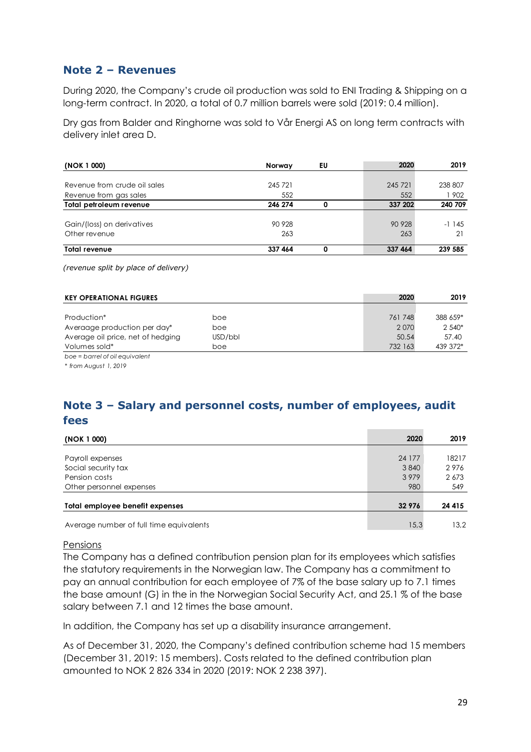## Note 2 – Revenues

During 2020, the Company's crude oil production was sold to ENI Trading & Shipping on a long-term contract. In 2020, a total of 0.7 million barrels were sold (2019: 0.4 million).

Dry gas from Balder and Ringhorne was sold to Vår Energi AS on long term contracts with delivery inlet area D.

| (NOK 1 000) | Norway | EU | 2020 | 2019 |
|---|---|---|---|---|
| Revenue from crude oil sales | 245 721 | | 245 721 | 238 807 |
| Revenue from gas sales | 552 | | 552 | 1 902 |
| **Total petroleum revenue** | **246 274** | **0** | **337 202** | **240 709** |
| Gain/(loss) on derivatives | 90 928 | | 90 928 | -1 145 |
| Other revenue | 263 | | 263 | 21 |
| **Total revenue** | **337 464** | **0** | **337 464** | **239 585** |

*(revenue split by place of delivery)*

| KEY OPERATIONAL FIGURES | | 2020 | 2019 |
|---|---|---|---|
| Production* | boe | 761 748 | 388 659* |
| Avaraage production per day* | boe | 2 070 | 2 540* |
| Average oil price, net of hedging | USD/bbl | 50.54 | 57.40 |
| Volumes sold* | boe | 732 163 | 439 372* |

*boe = barrel of oil equivalent*

*\* from August 1, 2019*

## Note 3 – Salary and personnel costs, number of employees, audit fees

| (NOK 1 000) | 2020 | 2019 |
|---|---|---|
| Payroll expenses | 24 177 | 18217 |
| Social security tax | 3 840 | 2 976 |
| Pension costs | 3 979 | 2 673 |
| Other personnel expenses | 980 | 549 |
| **Total employee benefit expenses** | **32 976** | **24 415** |
| Average number of full time equivalents | 15,3 | 13,2 |

Pensions

The Company has a defined contribution pension plan for its employees which satisfies the statutory requirements in the Norwegian law. The Company has a commitment to pay an annual contribution for each employee of 7% of the base salary up to 7.1 times the base amount (G) in the in the Norwegian Social Security Act, and 25.1 % of the base salary between 7.1 and 12 times the base amount.

In addition, the Company has set up a disability insurance arrangement.

As of December 31, 2020, the Company's defined contribution scheme had 15 members (December 31, 2019: 15 members). Costs related to the defined contribution plan amounted to NOK 2 826 334 in 2020 (2019: NOK 2 238 397).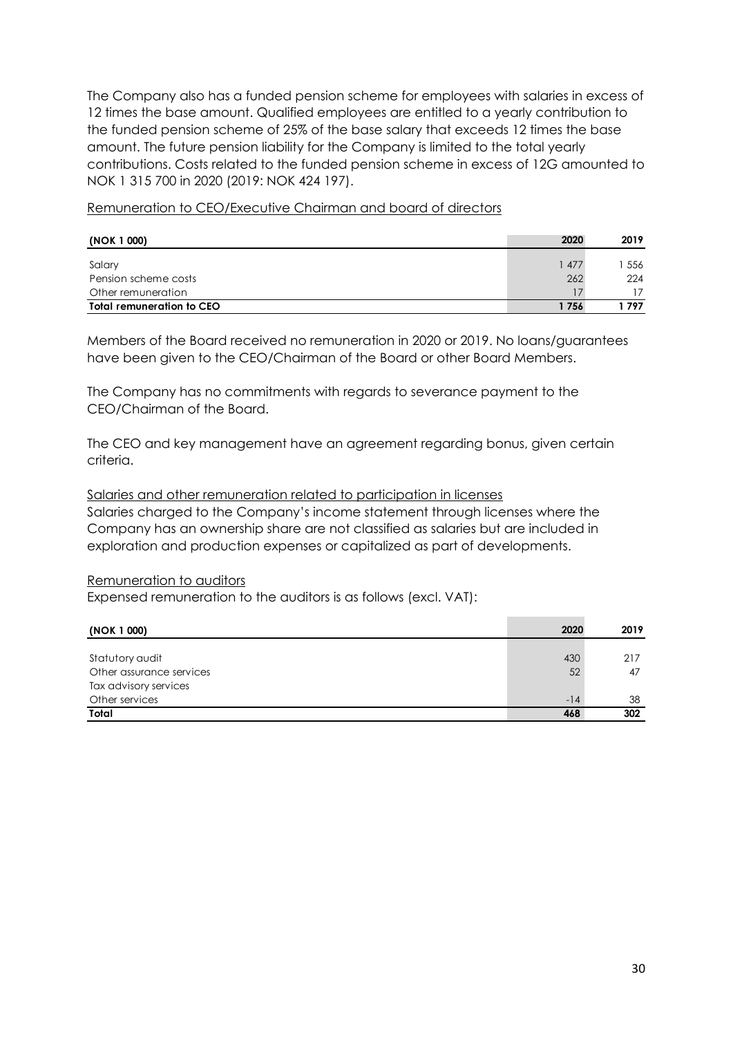The Company also has a funded pension scheme for employees with salaries in excess of 12 times the base amount. Qualified employees are entitled to a yearly contribution to the funded pension scheme of 25% of the base salary that exceeds 12 times the base amount. The future pension liability for the Company is limited to the total yearly contributions. Costs related to the funded pension scheme in excess of 12G amounted to NOK 1 315 700 in 2020 (2019: NOK 424 197).

Remuneration to CEO/Executive Chairman and board of directors

| (NOK 1 000) | 2020 | 2019 |
|---|---|---|
| Salary | 1 477 | 1 556 |
| Pension scheme costs | 262 | 224 |
| Other remuneration | 17 | 17 |
| **Total remuneration to CEO** | **1 756** | **1 797** |

Members of the Board received no remuneration in 2020 or 2019. No loans/guarantees have been given to the CEO/Chairman of the Board or other Board Members.

The Company has no commitments with regards to severance payment to the CEO/Chairman of the Board.

The CEO and key management have an agreement regarding bonus, given certain criteria.

Salaries and other remuneration related to participation in licenses

Salaries charged to the Company's income statement through licenses where the Company has an ownership share are not classified as salaries but are included in exploration and production expenses or capitalized as part of developments.

Remuneration to auditors

Expensed remuneration to the auditors is as follows (excl. VAT):

| (NOK 1 000) | 2020 | 2019 |
|---|---|---|
| Statutory audit | 430 | 217 |
| Other assurance services | 52 | 47 |
| Tax advisory services | | |
| Other services | -14 | 38 |
| **Total** | **468** | **302** |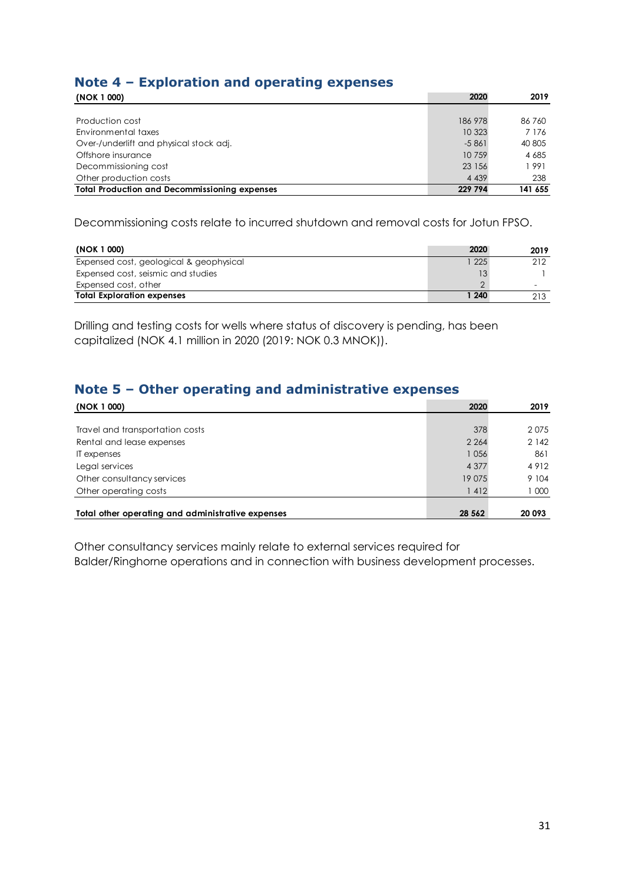## Note 4 – Exploration and operating expenses

| (NOK 1 000) | 2020 | 2019 |
|---|---|---|
| Production cost | 186 978 | 86 760 |
| Environmental taxes | 10 323 | 7 176 |
| Over-/underlift and physical stock adj. | -5 861 | 40 805 |
| Offshore insurance | 10 759 | 4 685 |
| Decommissioning cost | 23 156 | 1 991 |
| Other production costs | 4 439 | 238 |
| **Total Production and Decommissioning expenses** | **229 794** | **141 655** |

Decommissioning costs relate to incurred shutdown and removal costs for Jotun FPSO.

| (NOK 1 000) | 2020 | 2019 |
|---|---|---|
| Expensed cost, geological & geophysical | 1 225 | 212 |
| Expensed cost, seismic and studies | 13 | 1 |
| Expensed cost, other | 2 | - |
| **Total Exploration expenses** | **1 240** | 213 |

Drilling and testing costs for wells where status of discovery is pending, has been capitalized (NOK 4.1 million in 2020 (2019: NOK 0.3 MNOK)).

## Note 5 – Other operating and administrative expenses

| (NOK 1 000) | 2020 | 2019 |
|---|---|---|
| Travel and transportation costs | 378 | 2 075 |
| Rental and lease expenses | 2 264 | 2 142 |
| IT expenses | 1 056 | 861 |
| Legal services | 4 377 | 4 912 |
| Other consultancy services | 19 075 | 9 104 |
| Other operating costs | 1 412 | 1 000 |
| **Total other operating and administrative expenses** | **28 562** | **20 093** |

Other consultancy services mainly relate to external services required for Balder/Ringhorne operations and in connection with business development processes.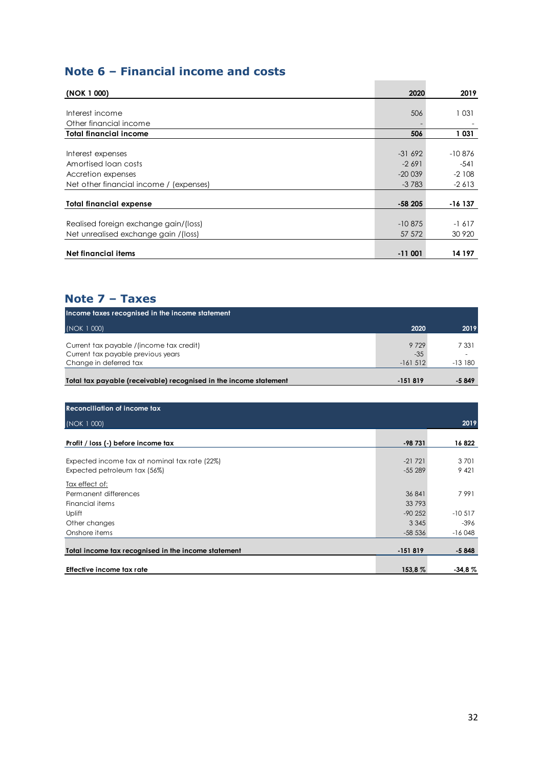## Note 6 – Financial income and costs

| (NOK 1 000) | 2020 | 2019 |
|---|---|---|
| Interest income | 506 | 1 031 |
| Other financial income | - | - |
| **Total financial income** | **506** | **1 031** |
| | | |
| Interest expenses | -31 692 | -10 876 |
| Amortised loan costs | -2 691 | -541 |
| Accretion expenses | -20 039 | -2 108 |
| Net other financial income / (expenses) | -3 783 | -2 613 |
| | | |
| **Total financial expense** | **-58 205** | **-16 137** |
| | | |
| Realised foreign exchange gain/(loss) | -10 875 | -1 617 |
| Net unrealised exchange gain /(loss) | 57 572 | 30 920 |
| | | |
| **Net financial items** | **-11 001** | **14 197** |

## Note 7 – Taxes

| **Income taxes recognised in the income statement** | | |
|---|---|---|
| (NOK 1 000) | **2020** | **2019** |
| Current tax payable /(income tax credit) | 9 729 | 7 331 |
| Current tax payable previous years | -35 | - |
| Change in deferred tax | -161 512 | -13 180 |
| | | |
| **Total tax payable (receivable) recognised in the income statement** | **-151 819** | **-5 849** |

| **Reconciliation of income tax** | | |
|---|---|---|
| (NOK 1 000) | | **2019** |
| **Profit / loss (-) before income tax** | **-98 731** | **16 822** |
| | | |
| Expected income tax at nominal tax rate (22%) | -21 721 | 3 701 |
| Expected petroleum tax (56%) | -55 289 | 9 421 |
| Tax effect of: | | |
| Permanent differences | 36 841 | 7 991 |
| Financial items | 33 793 | |
| Uplift | -90 252 | -10 517 |
| Other changes | 3 345 | -396 |
| Onshore items | -58 536 | -16 048 |
| | | |
| **Total income tax recognised in the income statement** | **-151 819** | **-5 848** |
| | | |
| **Effective income tax rate** | **153,8 %** | **-34,8 %** |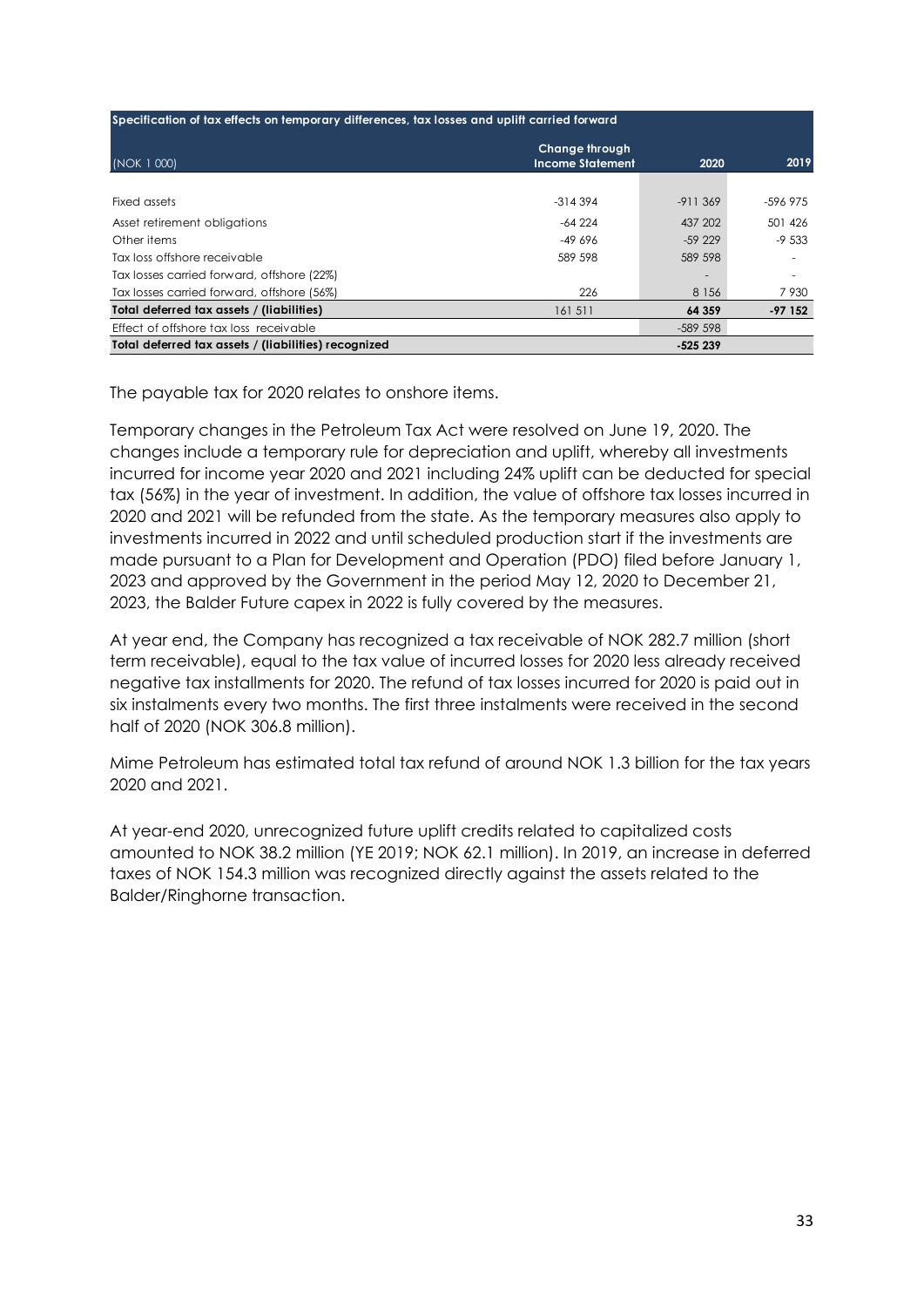| Specification of tax effects on temporary differences, tax losses and uplift carried forward | | | |
|---|---|---|---|
| (NOK 1 000) | Change through Income Statement | 2020 | 2019 |
| Fixed assets | -314 394 | -911 369 | -596 975 |
| Asset retirement obligations | -64 224 | 437 202 | 501 426 |
| Other items | -49 696 | -59 229 | -9 533 |
| Tax loss offshore receivable | 589 598 | 589 598 | - |
| Tax losses carried forward, offshore (22%) | | - | - |
| Tax losses carried forward, offshore (56%) | 226 | 8 156 | 7 930 |
| **Total deferred tax assets / (liabilities)** | 161 511 | **64 359** | **-97 152** |
| Effect of offshore tax loss receivable | | -589 598 | |
| **Total deferred tax assets / (liabilities) recognized** | | **-525 239** | |

The payable tax for 2020 relates to onshore items.

Temporary changes in the Petroleum Tax Act were resolved on June 19, 2020. The changes include a temporary rule for depreciation and uplift, whereby all investments incurred for income year 2020 and 2021 including 24% uplift can be deducted for special tax (56%) in the year of investment. In addition, the value of offshore tax losses incurred in 2020 and 2021 will be refunded from the state. As the temporary measures also apply to investments incurred in 2022 and until scheduled production start if the investments are made pursuant to a Plan for Development and Operation (PDO) filed before January 1, 2023 and approved by the Government in the period May 12, 2020 to December 21, 2023, the Balder Future capex in 2022 is fully covered by the measures.

At year end, the Company has recognized a tax receivable of NOK 282.7 million (short term receivable), equal to the tax value of incurred losses for 2020 less already received negative tax installments for 2020. The refund of tax losses incurred for 2020 is paid out in six instalments every two months. The first three instalments were received in the second half of 2020 (NOK 306.8 million).

Mime Petroleum has estimated total tax refund of around NOK 1.3 billion for the tax years 2020 and 2021.

At year-end 2020, unrecognized future uplift credits related to capitalized costs amounted to NOK 38.2 million (YE 2019; NOK 62.1 million). In 2019, an increase in deferred taxes of NOK 154.3 million was recognized directly against the assets related to the Balder/Ringhorne transaction.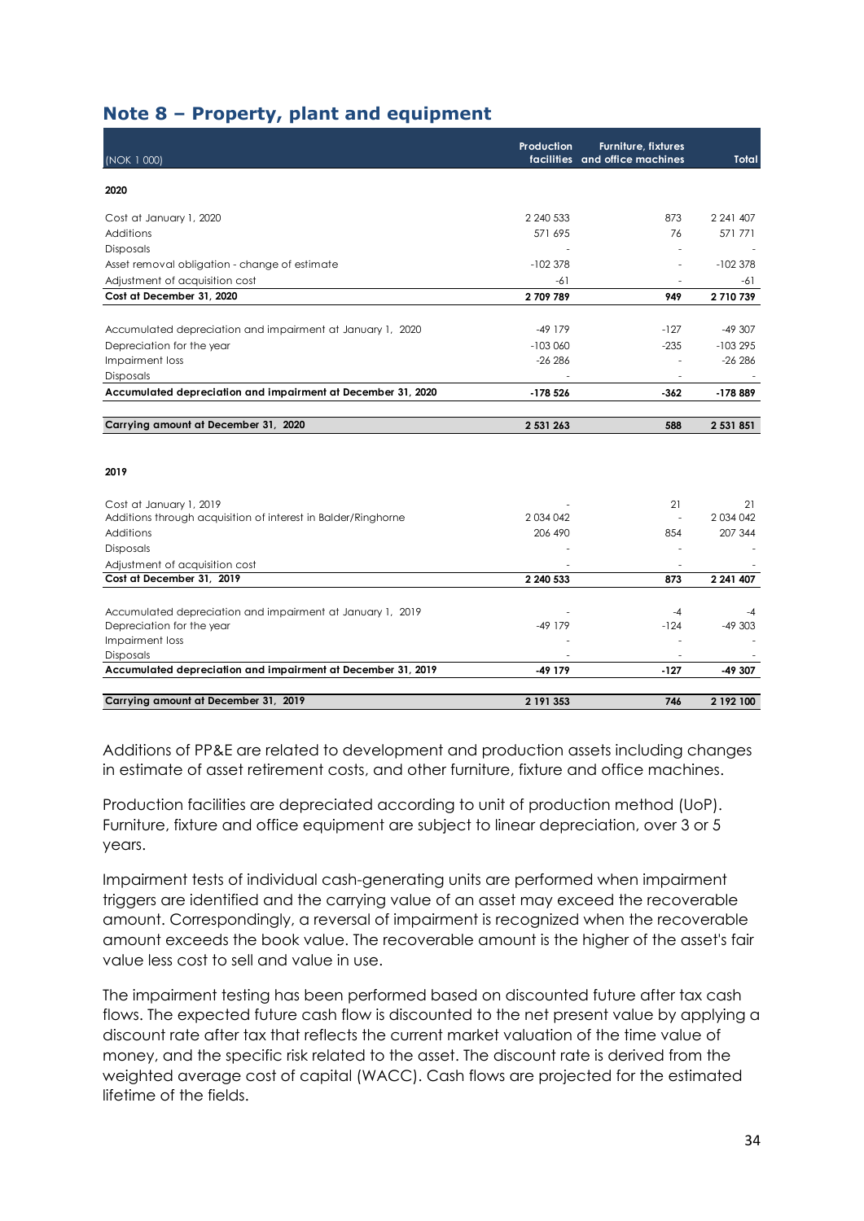## Note 8 – Property, plant and equipment

| (NOK 1 000) | Production facilities | Furniture, fixtures and office machines | Total |
|---|---|---|---|
| **2020** | | | |
| Cost at January 1, 2020 | 2 240 533 | 873 | 2 241 407 |
| Additions | 571 695 | 76 | 571 771 |
| Disposals | - | - | - |
| Asset removal obligation - change of estimate | -102 378 | - | -102 378 |
| Adjustment of acquisition cost | -61 | - | -61 |
| **Cost at December 31, 2020** | **2 709 789** | **949** | **2 710 739** |
| Accumulated depreciation and impairment at January 1, 2020 | -49 179 | -127 | -49 307 |
| Depreciation for the year | -103 060 | -235 | -103 295 |
| Impairment loss | -26 286 | - | -26 286 |
| Disposals | - | - | - |
| **Accumulated depreciation and impairment at December 31, 2020** | **-178 526** | **-362** | **-178 889** |
| **Carrying amount at December 31, 2020** | **2 531 263** | **588** | **2 531 851** |
| **2019** | | | |
| Cost at January 1, 2019 | - | 21 | 21 |
| Additions through acquisition of interest in Balder/Ringhorne | 2 034 042 | - | 2 034 042 |
| Additions | 206 490 | 854 | 207 344 |
| Disposals | - | - | - |
| Adjustment of acquisition cost | - | - | - |
| **Cost at December 31, 2019** | **2 240 533** | **873** | **2 241 407** |
| Accumulated depreciation and impairment at January 1, 2019 | - | -4 | -4 |
| Depreciation for the year | -49 179 | -124 | -49 303 |
| Impairment loss | - | - | - |
| Disposals | - | - | - |
| **Accumulated depreciation and impairment at December 31, 2019** | **-49 179** | **-127** | **-49 307** |
| **Carrying amount at December 31, 2019** | **2 191 353** | **746** | **2 192 100** |

Additions of PP&E are related to development and production assets including changes in estimate of asset retirement costs, and other furniture, fixture and office machines.

Production facilities are depreciated according to unit of production method (UoP). Furniture, fixture and office equipment are subject to linear depreciation, over 3 or 5 years.

Impairment tests of individual cash-generating units are performed when impairment triggers are identified and the carrying value of an asset may exceed the recoverable amount. Correspondingly, a reversal of impairment is recognized when the recoverable amount exceeds the book value. The recoverable amount is the higher of the asset's fair value less cost to sell and value in use.

The impairment testing has been performed based on discounted future after tax cash flows. The expected future cash flow is discounted to the net present value by applying a discount rate after tax that reflects the current market valuation of the time value of money, and the specific risk related to the asset. The discount rate is derived from the weighted average cost of capital (WACC). Cash flows are projected for the estimated lifetime of the fields.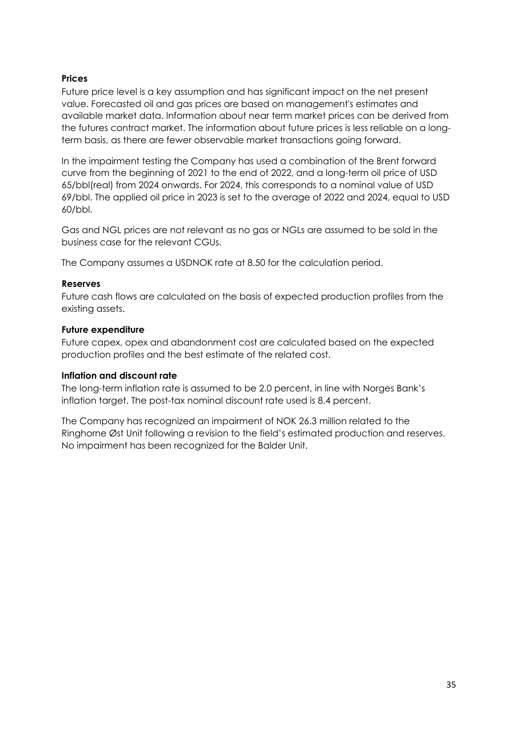**Prices**

Future price level is a key assumption and has significant impact on the net present value. Forecasted oil and gas prices are based on management's estimates and available market data. Information about near term market prices can be derived from the futures contract market. The information about future prices is less reliable on a long-term basis, as there are fewer observable market transactions going forward.

In the impairment testing the Company has used a combination of the Brent forward curve from the beginning of 2021 to the end of 2022, and a long-term oil price of USD 65/bbl(real) from 2024 onwards. For 2024, this corresponds to a nominal value of USD 69/bbl. The applied oil price in 2023 is set to the average of 2022 and 2024, equal to USD 60/bbl.

Gas and NGL prices are not relevant as no gas or NGLs are assumed to be sold in the business case for the relevant CGUs.

The Company assumes a USDNOK rate at 8.50 for the calculation period.

**Reserves**

Future cash flows are calculated on the basis of expected production profiles from the existing assets.

**Future expenditure**

Future capex, opex and abandonment cost are calculated based on the expected production profiles and the best estimate of the related cost.

**Inflation and discount rate**

The long-term inflation rate is assumed to be 2.0 percent, in line with Norges Bank's inflation target. The post-tax nominal discount rate used is 8.4 percent.

The Company has recognized an impairment of NOK 26.3 million related to the Ringhorne Øst Unit following a revision to the field's estimated production and reserves. No impairment has been recognized for the Balder Unit.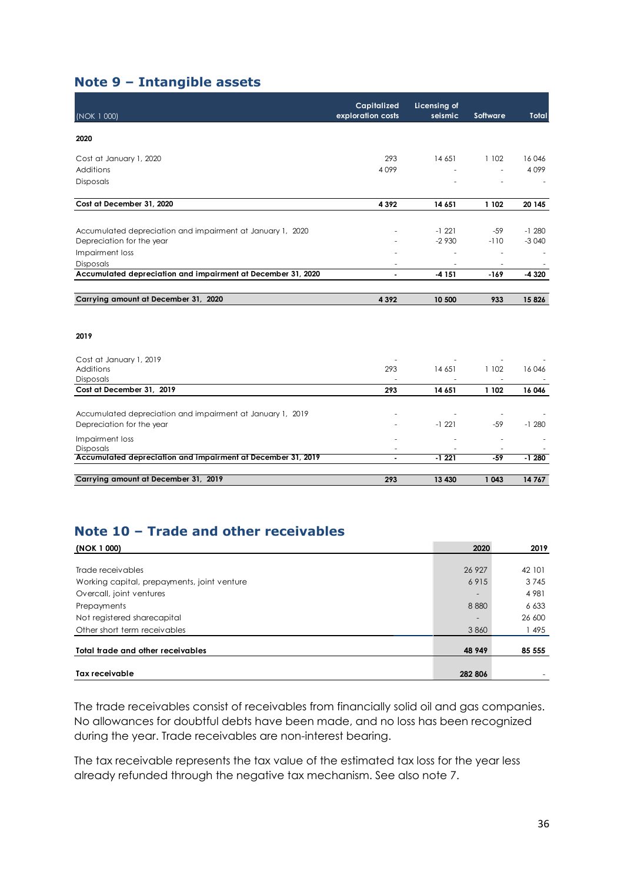## Note 9 – Intangible assets

| (NOK 1 000) | Capitalized exploration costs | Licensing of seismic | Software | Total |
|---|---|---|---|---|
| **2020** | | | | |
| Cost at January 1, 2020 | 293 | 14 651 | 1 102 | 16 046 |
| Additions | 4 099 | - | - | 4 099 |
| Disposals | | - | - | - |
| **Cost at December 31, 2020** | **4 392** | **14 651** | **1 102** | **20 145** |
| Accumulated depreciation and impairment at January 1, 2020 | - | -1 221 | -59 | -1 280 |
| Depreciation for the year | - | -2 930 | -110 | -3 040 |
| Impairment loss | - | - | - | - |
| Disposals | - | - | - | - |
| **Accumulated depreciation and impairment at December 31, 2020** | **-** | **-4 151** | **-169** | **-4 320** |
| **Carrying amount at December 31, 2020** | **4 392** | **10 500** | **933** | **15 826** |
| **2019** | | | | |
| Cost at January 1, 2019 | - | - | - | - |
| Additions | 293 | 14 651 | 1 102 | 16 046 |
| Disposals | - | - | - | - |
| **Cost at December 31, 2019** | **293** | **14 651** | **1 102** | **16 046** |
| Accumulated depreciation and impairment at January 1, 2019 | - | - | - | - |
| Depreciation for the year | - | -1 221 | -59 | -1 280 |
| Impairment loss | - | - | - | - |
| Disposals | - | - | - | - |
| **Accumulated depreciation and impairment at December 31, 2019** | **-** | **-1 221** | **-59** | **-1 280** |
| **Carrying amount at December 31, 2019** | **293** | **13 430** | **1 043** | **14 767** |

## Note 10 – Trade and other receivables

| (NOK 1 000) | 2020 | 2019 |
|---|---|---|
| Trade receivables | 26 927 | 42 101 |
| Working capital, prepayments, joint venture | 6 915 | 3 745 |
| Overcall, joint ventures | - | 4 981 |
| Prepayments | 8 880 | 6 633 |
| Not registered sharecapital | - | 26 600 |
| Other short term receivables | 3 860 | 1 495 |
| **Total trade and other receivables** | **48 949** | **85 555** |
| **Tax receivable** | **282 806** | - |

The trade receivables consist of receivables from financially solid oil and gas companies. No allowances for doubtful debts have been made, and no loss has been recognized during the year. Trade receivables are non-interest bearing.

The tax receivable represents the tax value of the estimated tax loss for the year less already refunded through the negative tax mechanism. See also note 7.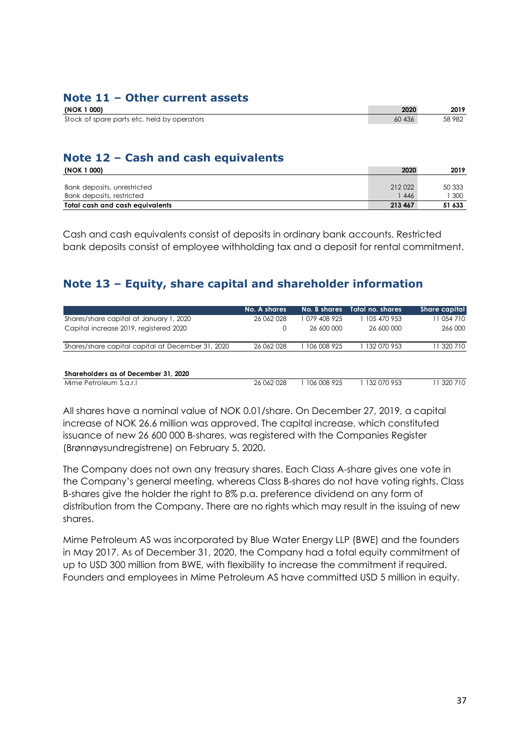## Note 11 – Other current assets

| (NOK 1 000) | 2020 | 2019 |
|---|---|---|
| Stock of spare parts etc. held by operators | 60 436 | 58 982 |

## Note 12 – Cash and cash equivalents

| (NOK 1 000) | 2020 | 2019 |
|---|---|---|
| Bank deposits, unrestricted | 212 022 | 50 333 |
| Bank deposits, restricted | 1 446 | 1 300 |
| **Total cash and cash equivalents** | **213 467** | **51 633** |

Cash and cash equivalents consist of deposits in ordinary bank accounts. Restricted bank deposits consist of employee withholding tax and a deposit for rental commitment.

## Note 13 – Equity, share capital and shareholder information

| | No. A shares | No. B shares | Total no. shares | Share capital |
|---|---|---|---|---|
| Shares/share capital at January 1, 2020 | 26 062 028 | 1 079 408 925 | 1 105 470 953 | 11 054 710 |
| Capital increase 2019, registered 2020 | 0 | 26 600 000 | 26 600 000 | 266 000 |
| Shares/share capital capital at December 31, 2020 | 26 062 028 | 1 106 008 925 | 1 132 070 953 | 11 320 710 |
| | | | | |
| **Shareholders as of December 31, 2020** | | | | |
| Mime Petroleum S.a.r.l | 26 062 028 | 1 106 008 925 | 1 132 070 953 | 11 320 710 |

All shares have a nominal value of NOK 0.01/share. On December 27, 2019, a capital increase of NOK 26.6 million was approved. The capital increase, which constituted issuance of new 26 600 000 B-shares, was registered with the Companies Register (Brønnøysundregistrene) on February 5, 2020.

The Company does not own any treasury shares. Each Class A-share gives one vote in the Company's general meeting, whereas Class B-shares do not have voting rights. Class B-shares give the holder the right to 8% p.a. preference dividend on any form of distribution from the Company. There are no rights which may result in the issuing of new shares.

Mime Petroleum AS was incorporated by Blue Water Energy LLP (BWE) and the founders in May 2017. As of December 31, 2020, the Company had a total equity commitment of up to USD 300 million from BWE, with flexibility to increase the commitment if required. Founders and employees in Mime Petroleum AS have committed USD 5 million in equity.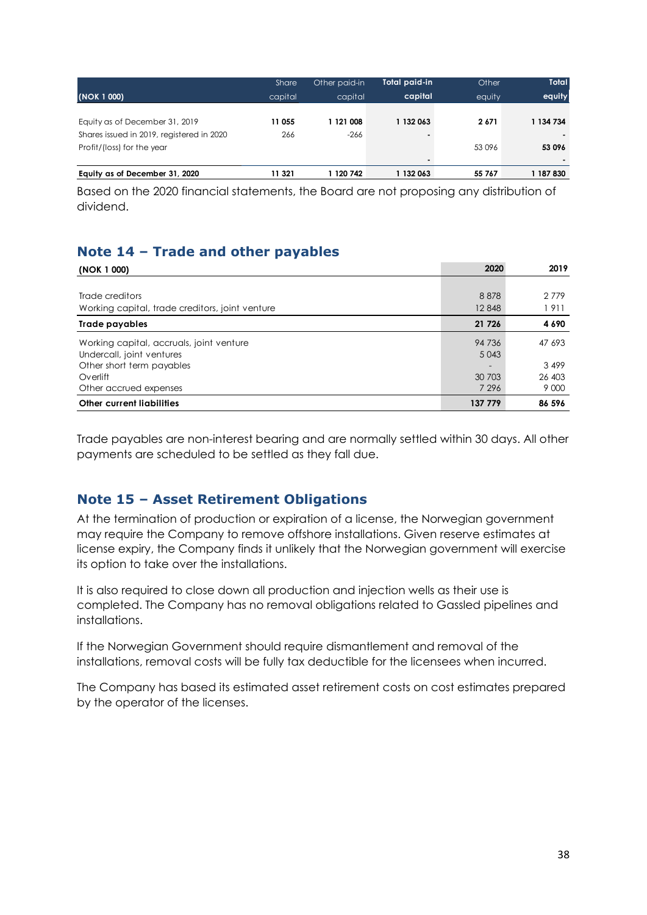| (NOK 1 000) | Share capital | Other paid-in capital | Total paid-in capital | Other equity | Total equity |
|---|---|---|---|---|---|
| Equity as of December 31, 2019 | **11 055** | **1 121 008** | **1 132 063** | **2 671** | **1 134 734** |
| Shares issued in 2019, registered in 2020 | 266 | -266 | - | | - |
| Profit/(loss) for the year | | | | 53 096 | **53 096** |
| | | | - | | - |
| **Equity as of December 31, 2020** | **11 321** | **1 120 742** | **1 132 063** | **55 767** | **1 187 830** |

Based on the 2020 financial statements, the Board are not proposing any distribution of dividend.

## Note 14 – Trade and other payables

| (NOK 1 000) | 2020 | 2019 |
|---|---|---|
| Trade creditors | 8 878 | 2 779 |
| Working capital, trade creditors, joint venture | 12 848 | 1 911 |
| **Trade payables** | **21 726** | **4 690** |
| Working capital, accruals, joint venture | 94 736 | 47 693 |
| Undercall, joint ventures | 5 043 | |
| Other short term payables | - | 3 499 |
| Overlift | 30 703 | 26 403 |
| Other accrued expenses | 7 296 | 9 000 |
| **Other current liabilities** | **137 779** | **86 596** |

Trade payables are non-interest bearing and are normally settled within 30 days. All other payments are scheduled to be settled as they fall due.

## Note 15 – Asset Retirement Obligations

At the termination of production or expiration of a license, the Norwegian government may require the Company to remove offshore installations. Given reserve estimates at license expiry, the Company finds it unlikely that the Norwegian government will exercise its option to take over the installations.

It is also required to close down all production and injection wells as their use is completed. The Company has no removal obligations related to Gassled pipelines and installations.

If the Norwegian Government should require dismantlement and removal of the installations, removal costs will be fully tax deductible for the licensees when incurred.

The Company has based its estimated asset retirement costs on cost estimates prepared by the operator of the licenses.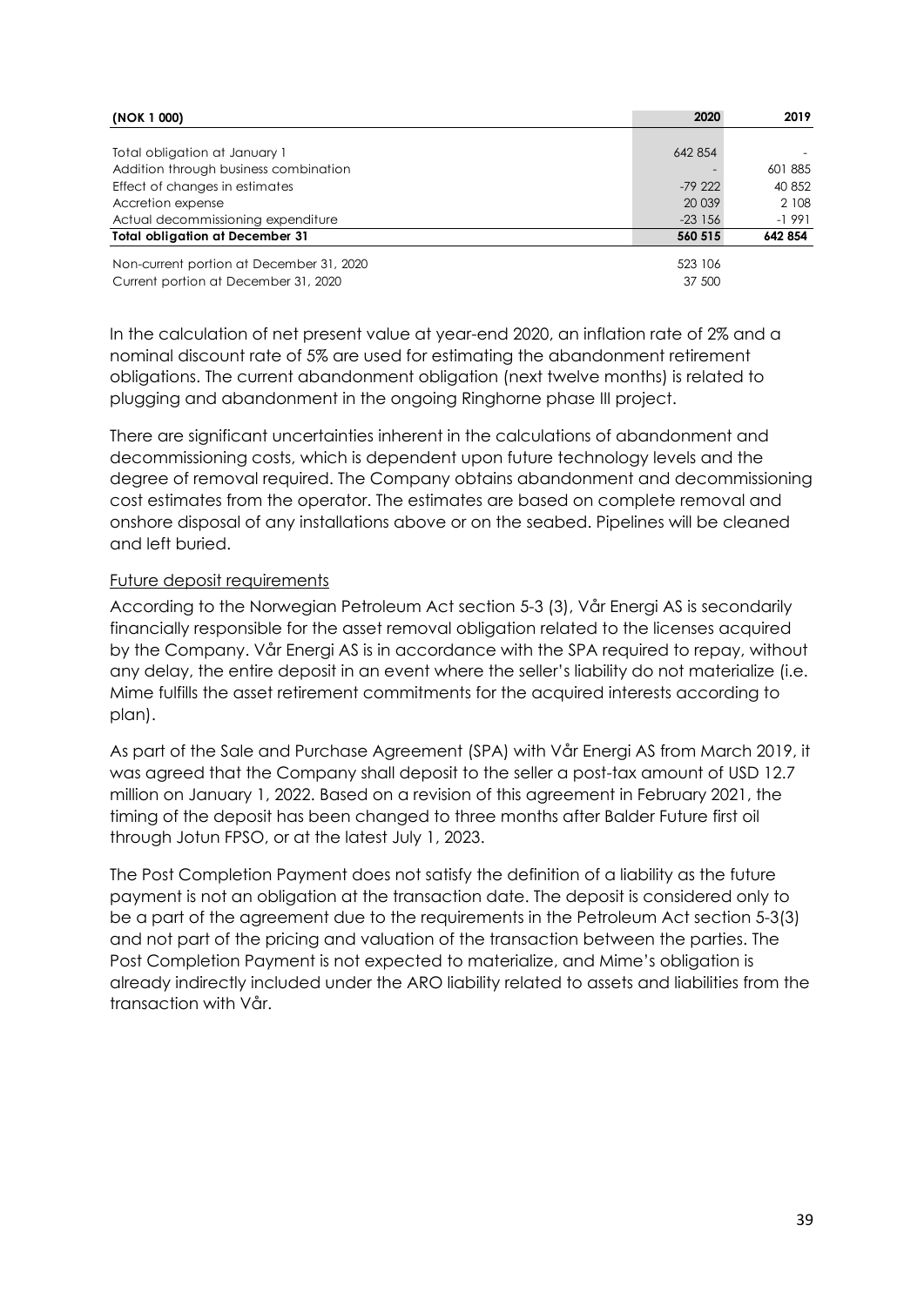| (NOK 1 000) | 2020 | 2019 |
| --- | --- | --- |
| Total obligation at January 1 | 642 854 | - |
| Addition through business combination | - | 601 885 |
| Effect of changes in estimates | -79 222 | 40 852 |
| Accretion expense | 20 039 | 2 108 |
| Actual decommissioning expenditure | -23 156 | -1 991 |
| **Total obligation at December 31** | **560 515** | **642 854** |
| Non-current portion at December 31, 2020 | 523 106 | |
| Current portion at December 31, 2020 | 37 500 | |

In the calculation of net present value at year-end 2020, an inflation rate of 2% and a nominal discount rate of 5% are used for estimating the abandonment retirement obligations. The current abandonment obligation (next twelve months) is related to plugging and abandonment in the ongoing Ringhorne phase III project.

There are significant uncertainties inherent in the calculations of abandonment and decommissioning costs, which is dependent upon future technology levels and the degree of removal required. The Company obtains abandonment and decommissioning cost estimates from the operator. The estimates are based on complete removal and onshore disposal of any installations above or on the seabed. Pipelines will be cleaned and left buried.

Future deposit requirements

According to the Norwegian Petroleum Act section 5-3 (3), Vår Energi AS is secondarily financially responsible for the asset removal obligation related to the licenses acquired by the Company. Vår Energi AS is in accordance with the SPA required to repay, without any delay, the entire deposit in an event where the seller's liability do not materialize (i.e. Mime fulfills the asset retirement commitments for the acquired interests according to plan).

As part of the Sale and Purchase Agreement (SPA) with Vår Energi AS from March 2019, it was agreed that the Company shall deposit to the seller a post-tax amount of USD 12.7 million on January 1, 2022. Based on a revision of this agreement in February 2021, the timing of the deposit has been changed to three months after Balder Future first oil through Jotun FPSO, or at the latest July 1, 2023.

The Post Completion Payment does not satisfy the definition of a liability as the future payment is not an obligation at the transaction date. The deposit is considered only to be a part of the agreement due to the requirements in the Petroleum Act section 5-3(3) and not part of the pricing and valuation of the transaction between the parties. The Post Completion Payment is not expected to materialize, and Mime's obligation is already indirectly included under the ARO liability related to assets and liabilities from the transaction with Vår.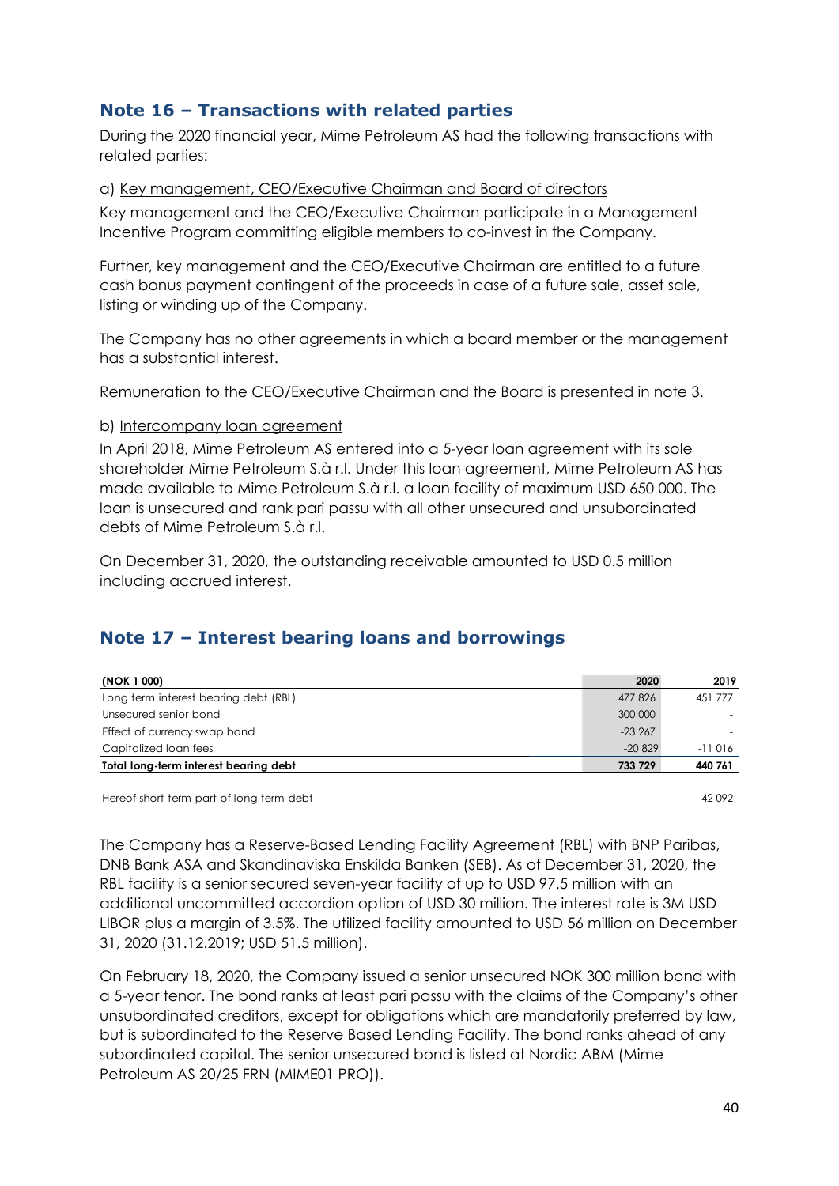## Note 16 – Transactions with related parties

During the 2020 financial year, Mime Petroleum AS had the following transactions with related parties:

a) Key management, CEO/Executive Chairman and Board of directors

Key management and the CEO/Executive Chairman participate in a Management Incentive Program committing eligible members to co-invest in the Company.

Further, key management and the CEO/Executive Chairman are entitled to a future cash bonus payment contingent of the proceeds in case of a future sale, asset sale, listing or winding up of the Company.

The Company has no other agreements in which a board member or the management has a substantial interest.

Remuneration to the CEO/Executive Chairman and the Board is presented in note 3.

b) Intercompany loan agreement

In April 2018, Mime Petroleum AS entered into a 5-year loan agreement with its sole shareholder Mime Petroleum S.à r.l. Under this loan agreement, Mime Petroleum AS has made available to Mime Petroleum S.à r.l. a loan facility of maximum USD 650 000. The loan is unsecured and rank pari passu with all other unsecured and unsubordinated debts of Mime Petroleum S.à r.l.

On December 31, 2020, the outstanding receivable amounted to USD 0.5 million including accrued interest.

## Note 17 – Interest bearing loans and borrowings

| (NOK 1 000) | 2020 | 2019 |
|---|---|---|
| Long term interest bearing debt (RBL) | 477 826 | 451 777 |
| Unsecured senior bond | 300 000 | - |
| Effect of currency swap bond | -23 267 | - |
| Capitalized loan fees | -20 829 | -11 016 |
| **Total long-term interest bearing debt** | **733 729** | **440 761** |
| | | |
| Hereof short-term part of long term debt | - | 42 092 |

The Company has a Reserve-Based Lending Facility Agreement (RBL) with BNP Paribas, DNB Bank ASA and Skandinaviska Enskilda Banken (SEB). As of December 31, 2020, the RBL facility is a senior secured seven-year facility of up to USD 97.5 million with an additional uncommitted accordion option of USD 30 million. The interest rate is 3M USD LIBOR plus a margin of 3.5%. The utilized facility amounted to USD 56 million on December 31, 2020 (31.12.2019; USD 51.5 million).

On February 18, 2020, the Company issued a senior unsecured NOK 300 million bond with a 5-year tenor. The bond ranks at least pari passu with the claims of the Company's other unsubordinated creditors, except for obligations which are mandatorily preferred by law, but is subordinated to the Reserve Based Lending Facility. The bond ranks ahead of any subordinated capital. The senior unsecured bond is listed at Nordic ABM (Mime Petroleum AS 20/25 FRN (MIME01 PRO)).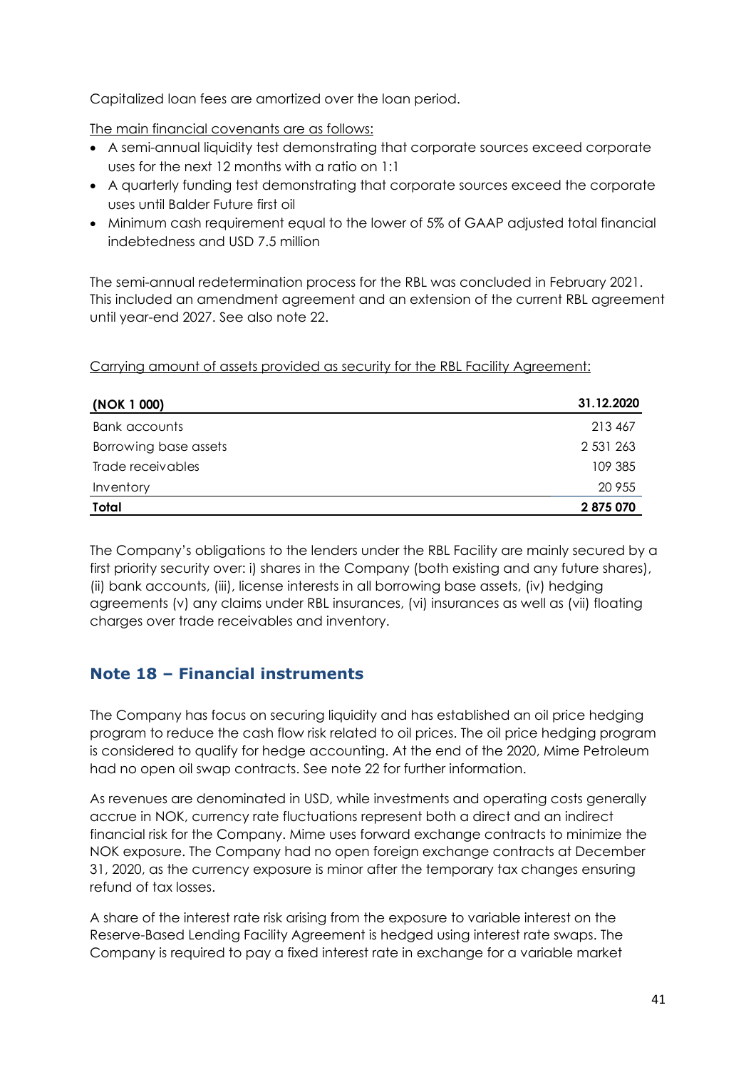Capitalized loan fees are amortized over the loan period.

The main financial covenants are as follows:

- A semi-annual liquidity test demonstrating that corporate sources exceed corporate uses for the next 12 months with a ratio on 1:1
- A quarterly funding test demonstrating that corporate sources exceed the corporate uses until Balder Future first oil
- Minimum cash requirement equal to the lower of 5% of GAAP adjusted total financial indebtedness and USD 7.5 million

The semi-annual redetermination process for the RBL was concluded in February 2021. This included an amendment agreement and an extension of the current RBL agreement until year-end 2027. See also note 22.

Carrying amount of assets provided as security for the RBL Facility Agreement:

| **(NOK 1 000)** | **31.12.2020** |
|---|---|
| Bank accounts | 213 467 |
| Borrowing base assets | 2 531 263 |
| Trade receivables | 109 385 |
| Inventory | 20 955 |
| **Total** | **2 875 070** |

The Company's obligations to the lenders under the RBL Facility are mainly secured by a first priority security over: i) shares in the Company (both existing and any future shares), (ii) bank accounts, (iii), license interests in all borrowing base assets, (iv) hedging agreements (v) any claims under RBL insurances, (vi) insurances as well as (vii) floating charges over trade receivables and inventory.

## Note 18 – Financial instruments

The Company has focus on securing liquidity and has established an oil price hedging program to reduce the cash flow risk related to oil prices. The oil price hedging program is considered to qualify for hedge accounting. At the end of the 2020, Mime Petroleum had no open oil swap contracts. See note 22 for further information.

As revenues are denominated in USD, while investments and operating costs generally accrue in NOK, currency rate fluctuations represent both a direct and an indirect financial risk for the Company. Mime uses forward exchange contracts to minimize the NOK exposure. The Company had no open foreign exchange contracts at December 31, 2020, as the currency exposure is minor after the temporary tax changes ensuring refund of tax losses.

A share of the interest rate risk arising from the exposure to variable interest on the Reserve-Based Lending Facility Agreement is hedged using interest rate swaps. The Company is required to pay a fixed interest rate in exchange for a variable market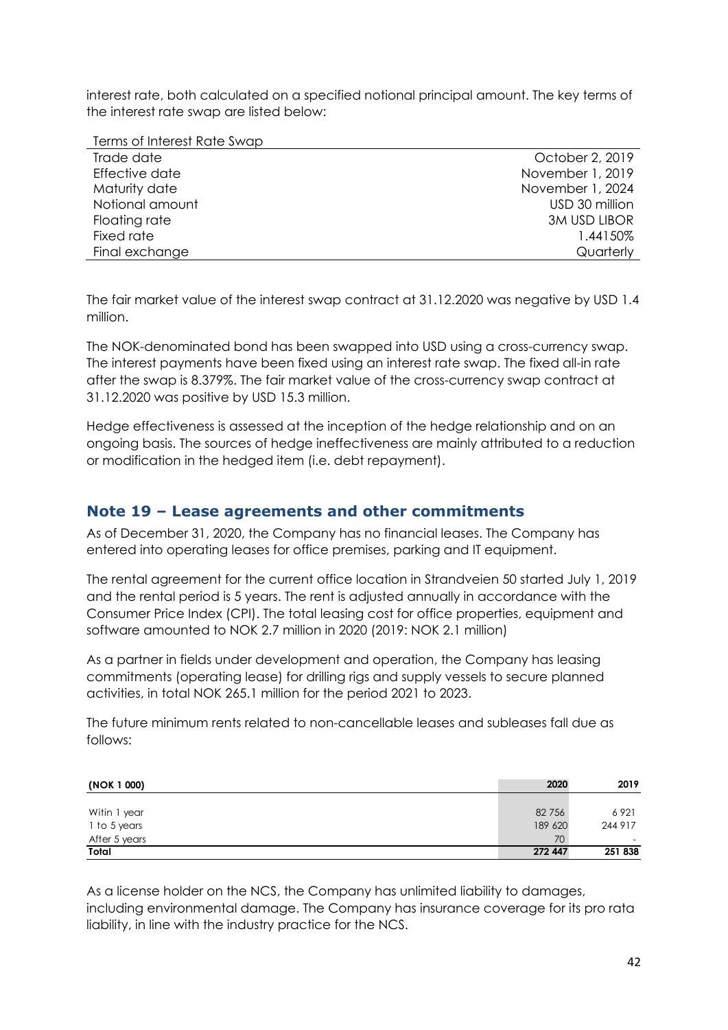interest rate, both calculated on a specified notional principal amount. The key terms of the interest rate swap are listed below:

| Terms of Interest Rate Swap | |
|---|---|
| Trade date | October 2, 2019 |
| Effective date | November 1, 2019 |
| Maturity date | November 1, 2024 |
| Notional amount | USD 30 million |
| Floating rate | 3M USD LIBOR |
| Fixed rate | 1.44150% |
| Final exchange | Quarterly |

The fair market value of the interest swap contract at 31.12.2020 was negative by USD 1.4 million.

The NOK-denominated bond has been swapped into USD using a cross-currency swap. The interest payments have been fixed using an interest rate swap. The fixed all-in rate after the swap is 8.379%. The fair market value of the cross-currency swap contract at 31.12.2020 was positive by USD 15.3 million.

Hedge effectiveness is assessed at the inception of the hedge relationship and on an ongoing basis. The sources of hedge ineffectiveness are mainly attributed to a reduction or modification in the hedged item (i.e. debt repayment).

## Note 19 – Lease agreements and other commitments

As of December 31, 2020, the Company has no financial leases. The Company has entered into operating leases for office premises, parking and IT equipment.

The rental agreement for the current office location in Strandveien 50 started July 1, 2019 and the rental period is 5 years. The rent is adjusted annually in accordance with the Consumer Price Index (CPI). The total leasing cost for office properties, equipment and software amounted to NOK 2.7 million in 2020 (2019: NOK 2.1 million)

As a partner in fields under development and operation, the Company has leasing commitments (operating lease) for drilling rigs and supply vessels to secure planned activities, in total NOK 265.1 million for the period 2021 to 2023.

The future minimum rents related to non-cancellable leases and subleases fall due as follows:

| (NOK 1 000) | 2020 | 2019 |
|---|---|---|
| Witin 1 year | 82 756 | 6 921 |
| 1 to 5 years | 189 620 | 244 917 |
| After 5 years | 70 | - |
| **Total** | **272 447** | **251 838** |

As a license holder on the NCS, the Company has unlimited liability to damages, including environmental damage. The Company has insurance coverage for its pro rata liability, in line with the industry practice for the NCS.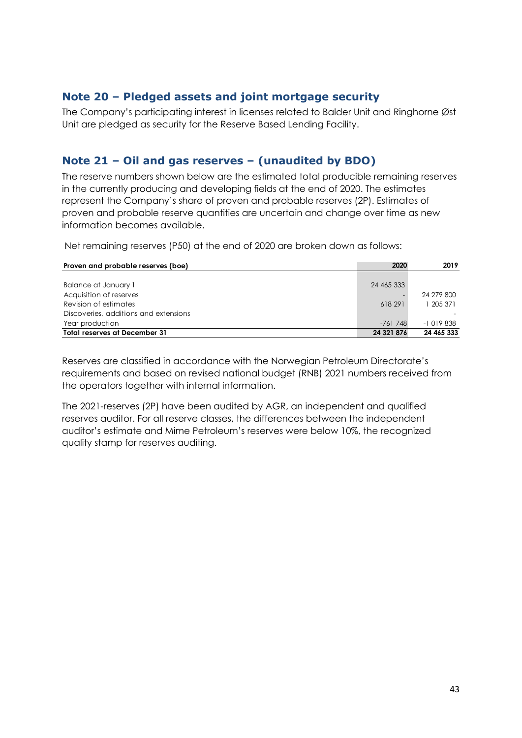## Note 20 – Pledged assets and joint mortgage security

The Company's participating interest in licenses related to Balder Unit and Ringhorne Øst Unit are pledged as security for the Reserve Based Lending Facility.

## Note 21 – Oil and gas reserves – (unaudited by BDO)

The reserve numbers shown below are the estimated total producible remaining reserves in the currently producing and developing fields at the end of 2020. The estimates represent the Company's share of proven and probable reserves (2P). Estimates of proven and probable reserve quantities are uncertain and change over time as new information becomes available.

Net remaining reserves (P50) at the end of 2020 are broken down as follows:

| Proven and probable reserves (boe) | 2020 | 2019 |
|---|---|---|
| Balance at January 1 | 24 465 333 | |
| Acquisition of reserves | - | 24 279 800 |
| Revision of estimates | 618 291 | 1 205 371 |
| Discoveries, additions and extensions | | - |
| Year production | -761 748 | -1 019 838 |
| **Total reserves at December 31** | **24 321 876** | **24 465 333** |

Reserves are classified in accordance with the Norwegian Petroleum Directorate's requirements and based on revised national budget (RNB) 2021 numbers received from the operators together with internal information.

The 2021-reserves (2P) have been audited by AGR, an independent and qualified reserves auditor. For all reserve classes, the differences between the independent auditor's estimate and Mime Petroleum's reserves were below 10%, the recognized quality stamp for reserves auditing.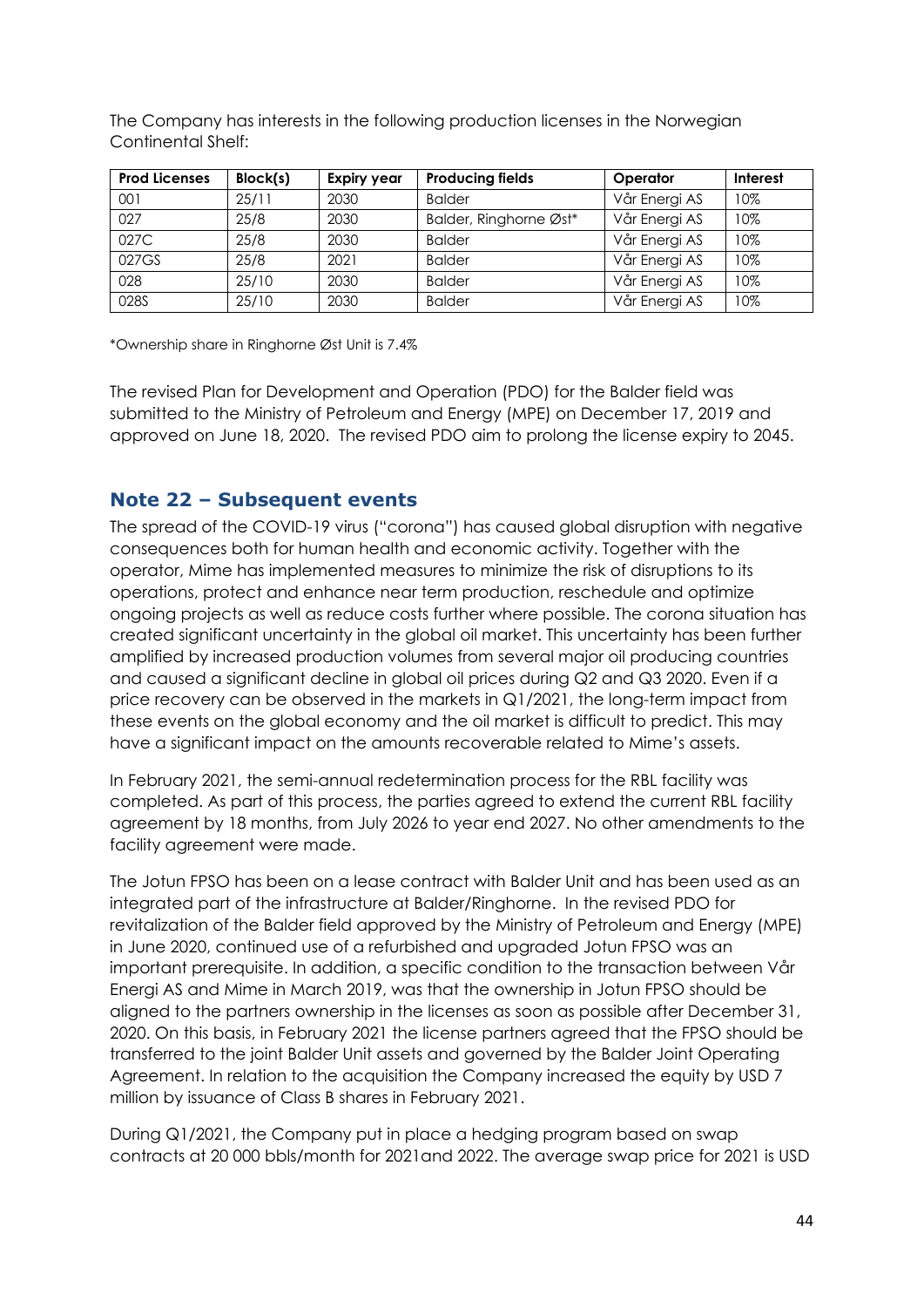The Company has interests in the following production licenses in the Norwegian Continental Shelf:

| Prod Licenses | Block(s) | Expiry year | Producing fields | Operator | Interest |
|---|---|---|---|---|---|
| 001 | 25/11 | 2030 | Balder | Vår Energi AS | 10% |
| 027 | 25/8 | 2030 | Balder, Ringhorne Øst* | Vår Energi AS | 10% |
| 027C | 25/8 | 2030 | Balder | Vår Energi AS | 10% |
| 027GS | 25/8 | 2021 | Balder | Vår Energi AS | 10% |
| 028 | 25/10 | 2030 | Balder | Vår Energi AS | 10% |
| 028S | 25/10 | 2030 | Balder | Vår Energi AS | 10% |

*Ownership share in Ringhorne Øst Unit is 7.4%

The revised Plan for Development and Operation (PDO) for the Balder field was submitted to the Ministry of Petroleum and Energy (MPE) on December 17, 2019 and approved on June 18, 2020. The revised PDO aim to prolong the license expiry to 2045.

## Note 22 – Subsequent events

The spread of the COVID-19 virus ("corona") has caused global disruption with negative consequences both for human health and economic activity. Together with the operator, Mime has implemented measures to minimize the risk of disruptions to its operations, protect and enhance near term production, reschedule and optimize ongoing projects as well as reduce costs further where possible. The corona situation has created significant uncertainty in the global oil market. This uncertainty has been further amplified by increased production volumes from several major oil producing countries and caused a significant decline in global oil prices during Q2 and Q3 2020. Even if a price recovery can be observed in the markets in Q1/2021, the long-term impact from these events on the global economy and the oil market is difficult to predict. This may have a significant impact on the amounts recoverable related to Mime's assets.

In February 2021, the semi-annual redetermination process for the RBL facility was completed. As part of this process, the parties agreed to extend the current RBL facility agreement by 18 months, from July 2026 to year end 2027. No other amendments to the facility agreement were made.

The Jotun FPSO has been on a lease contract with Balder Unit and has been used as an integrated part of the infrastructure at Balder/Ringhorne. In the revised PDO for revitalization of the Balder field approved by the Ministry of Petroleum and Energy (MPE) in June 2020, continued use of a refurbished and upgraded Jotun FPSO was an important prerequisite. In addition, a specific condition to the transaction between Vår Energi AS and Mime in March 2019, was that the ownership in Jotun FPSO should be aligned to the partners ownership in the licenses as soon as possible after December 31, 2020. On this basis, in February 2021 the license partners agreed that the FPSO should be transferred to the joint Balder Unit assets and governed by the Balder Joint Operating Agreement. In relation to the acquisition the Company increased the equity by USD 7 million by issuance of Class B shares in February 2021.

During Q1/2021, the Company put in place a hedging program based on swap contracts at 20 000 bbls/month for 2021and 2022. The average swap price for 2021 is USD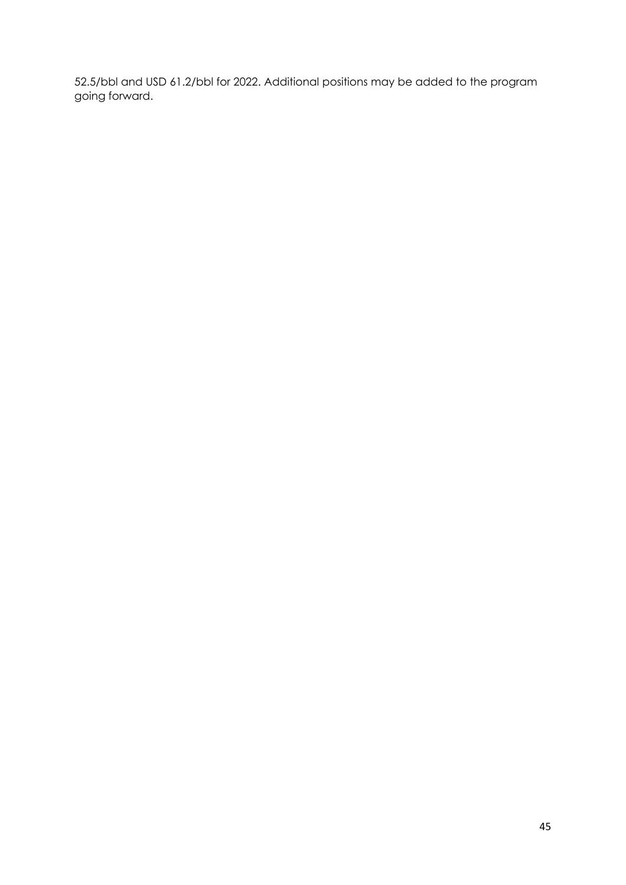52.5/bbl and USD 61.2/bbl for 2022. Additional positions may be added to the program going forward.